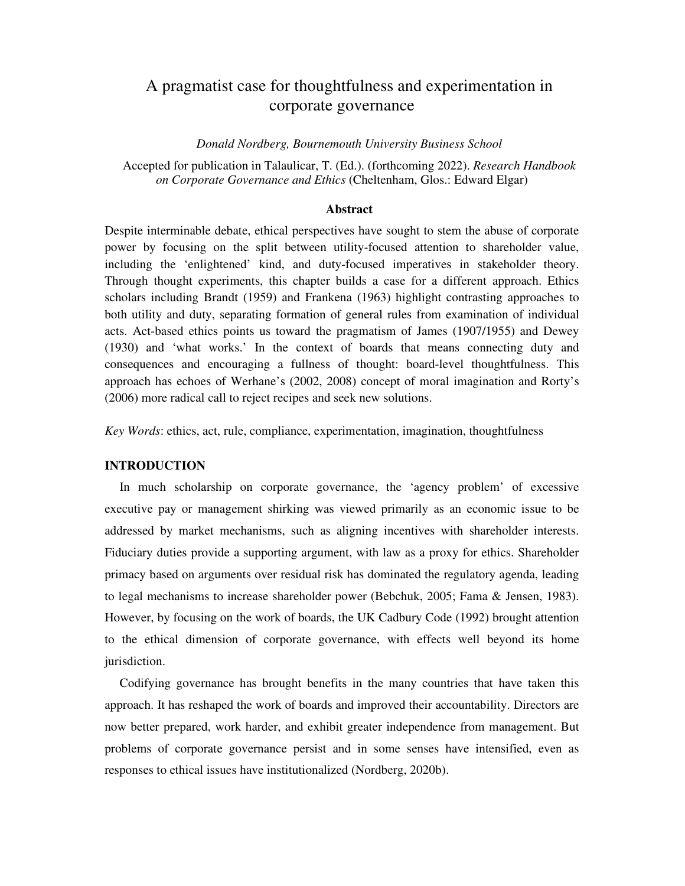# A pragmatist case for thoughtfulness and experimentation in corporate governance

*Donald Nordberg, Bournemouth University Business School*

Accepted for publication in Talaulicar, T. (Ed.). (forthcoming 2022). *Research Handbook on Corporate Governance and Ethics* (Cheltenham, Glos.: Edward Elgar)

**Abstract**

Despite interminable debate, ethical perspectives have sought to stem the abuse of corporate power by focusing on the split between utility-focused attention to shareholder value, including the 'enlightened' kind, and duty-focused imperatives in stakeholder theory. Through thought experiments, this chapter builds a case for a different approach. Ethics scholars including Brandt (1959) and Frankena (1963) highlight contrasting approaches to both utility and duty, separating formation of general rules from examination of individual acts. Act-based ethics points us toward the pragmatism of James (1907/1955) and Dewey (1930) and 'what works.' In the context of boards that means connecting duty and consequences and encouraging a fullness of thought: board-level thoughtfulness. This approach has echoes of Werhane's (2002, 2008) concept of moral imagination and Rorty's (2006) more radical call to reject recipes and seek new solutions.

*Key Words*: ethics, act, rule, compliance, experimentation, imagination, thoughtfulness

## INTRODUCTION

In much scholarship on corporate governance, the 'agency problem' of excessive executive pay or management shirking was viewed primarily as an economic issue to be addressed by market mechanisms, such as aligning incentives with shareholder interests. Fiduciary duties provide a supporting argument, with law as a proxy for ethics. Shareholder primacy based on arguments over residual risk has dominated the regulatory agenda, leading to legal mechanisms to increase shareholder power (Bebchuk, 2005; Fama & Jensen, 1983). However, by focusing on the work of boards, the UK Cadbury Code (1992) brought attention to the ethical dimension of corporate governance, with effects well beyond its home jurisdiction.

Codifying governance has brought benefits in the many countries that have taken this approach. It has reshaped the work of boards and improved their accountability. Directors are now better prepared, work harder, and exhibit greater independence from management. But problems of corporate governance persist and in some senses have intensified, even as responses to ethical issues have institutionalized (Nordberg, 2020b).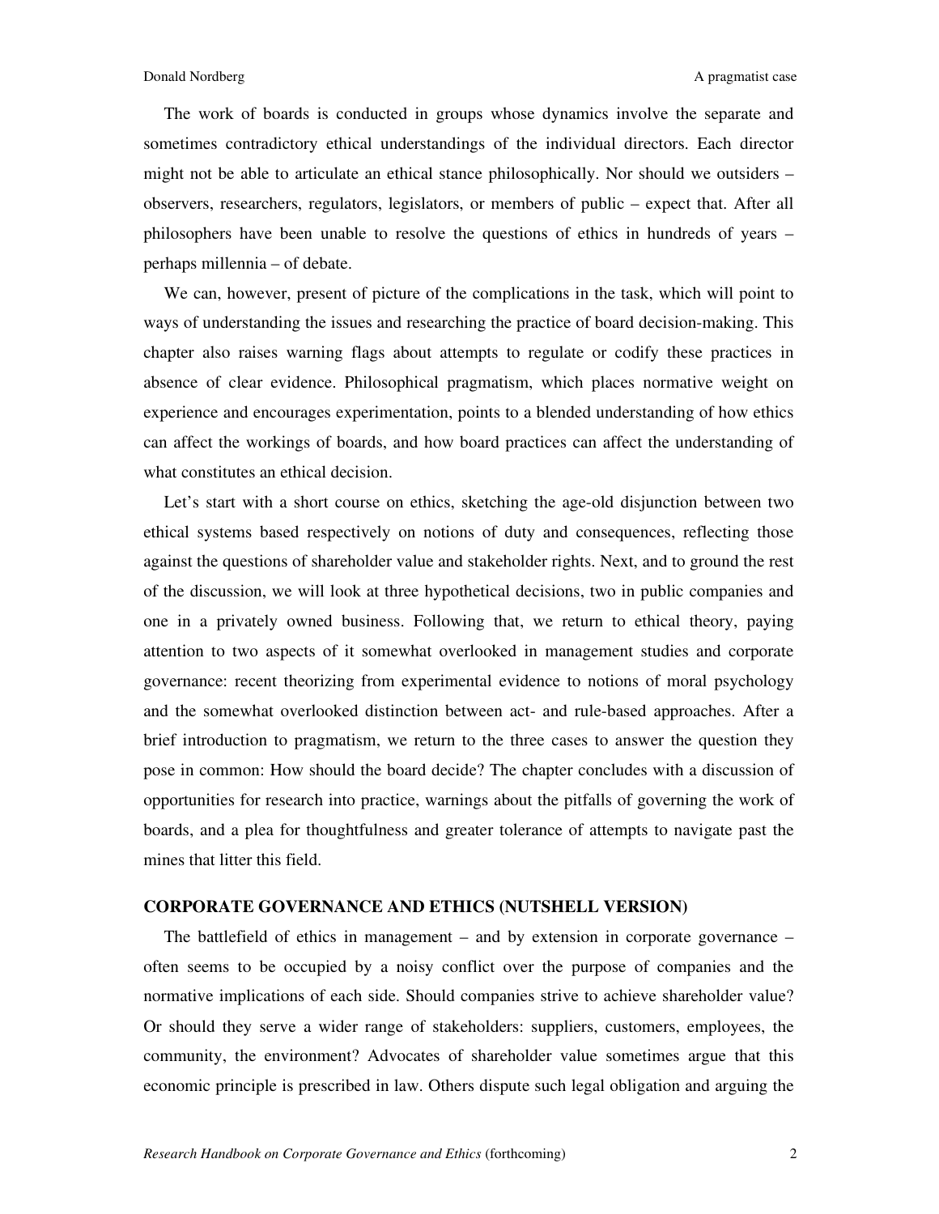The work of boards is conducted in groups whose dynamics involve the separate and sometimes contradictory ethical understandings of the individual directors. Each director might not be able to articulate an ethical stance philosophically. Nor should we outsiders – observers, researchers, regulators, legislators, or members of public – expect that. After all philosophers have been unable to resolve the questions of ethics in hundreds of years – perhaps millennia – of debate.

We can, however, present of picture of the complications in the task, which will point to ways of understanding the issues and researching the practice of board decision-making. This chapter also raises warning flags about attempts to regulate or codify these practices in absence of clear evidence. Philosophical pragmatism, which places normative weight on experience and encourages experimentation, points to a blended understanding of how ethics can affect the workings of boards, and how board practices can affect the understanding of what constitutes an ethical decision.

Let's start with a short course on ethics, sketching the age-old disjunction between two ethical systems based respectively on notions of duty and consequences, reflecting those against the questions of shareholder value and stakeholder rights. Next, and to ground the rest of the discussion, we will look at three hypothetical decisions, two in public companies and one in a privately owned business. Following that, we return to ethical theory, paying attention to two aspects of it somewhat overlooked in management studies and corporate governance: recent theorizing from experimental evidence to notions of moral psychology and the somewhat overlooked distinction between act- and rule-based approaches. After a brief introduction to pragmatism, we return to the three cases to answer the question they pose in common: How should the board decide? The chapter concludes with a discussion of opportunities for research into practice, warnings about the pitfalls of governing the work of boards, and a plea for thoughtfulness and greater tolerance of attempts to navigate past the mines that litter this field.

## CORPORATE GOVERNANCE AND ETHICS (NUTSHELL VERSION)

The battlefield of ethics in management – and by extension in corporate governance – often seems to be occupied by a noisy conflict over the purpose of companies and the normative implications of each side. Should companies strive to achieve shareholder value? Or should they serve a wider range of stakeholders: suppliers, customers, employees, the community, the environment? Advocates of shareholder value sometimes argue that this economic principle is prescribed in law. Others dispute such legal obligation and arguing the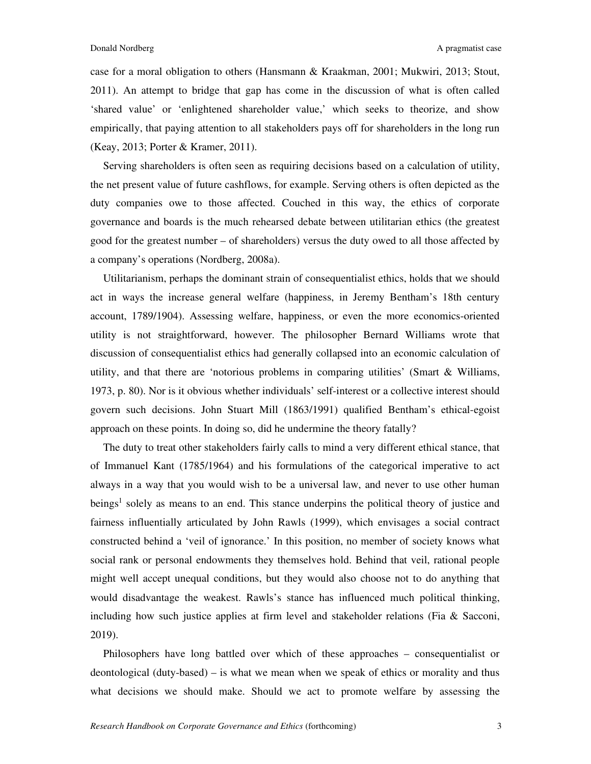case for a moral obligation to others (Hansmann & Kraakman, 2001; Mukwiri, 2013; Stout, 2011). An attempt to bridge that gap has come in the discussion of what is often called 'shared value' or 'enlightened shareholder value,' which seeks to theorize, and show empirically, that paying attention to all stakeholders pays off for shareholders in the long run (Keay, 2013; Porter & Kramer, 2011).

Serving shareholders is often seen as requiring decisions based on a calculation of utility, the net present value of future cashflows, for example. Serving others is often depicted as the duty companies owe to those affected. Couched in this way, the ethics of corporate governance and boards is the much rehearsed debate between utilitarian ethics (the greatest good for the greatest number – of shareholders) versus the duty owed to all those affected by a company's operations (Nordberg, 2008a).

Utilitarianism, perhaps the dominant strain of consequentialist ethics, holds that we should act in ways the increase general welfare (happiness, in Jeremy Bentham's 18th century account, 1789/1904). Assessing welfare, happiness, or even the more economics-oriented utility is not straightforward, however. The philosopher Bernard Williams wrote that discussion of consequentialist ethics had generally collapsed into an economic calculation of utility, and that there are 'notorious problems in comparing utilities' (Smart & Williams, 1973, p. 80). Nor is it obvious whether individuals' self-interest or a collective interest should govern such decisions. John Stuart Mill (1863/1991) qualified Bentham's ethical-egoist approach on these points. In doing so, did he undermine the theory fatally?

The duty to treat other stakeholders fairly calls to mind a very different ethical stance, that of Immanuel Kant (1785/1964) and his formulations of the categorical imperative to act always in a way that you would wish to be a universal law, and never to use other human beings[1] solely as means to an end. This stance underpins the political theory of justice and fairness influentially articulated by John Rawls (1999), which envisages a social contract constructed behind a 'veil of ignorance.' In this position, no member of society knows what social rank or personal endowments they themselves hold. Behind that veil, rational people might well accept unequal conditions, but they would also choose not to do anything that would disadvantage the weakest. Rawls's stance has influenced much political thinking, including how such justice applies at firm level and stakeholder relations (Fia & Sacconi, 2019).

Philosophers have long battled over which of these approaches – consequentialist or deontological (duty-based) – is what we mean when we speak of ethics or morality and thus what decisions we should make. Should we act to promote welfare by assessing the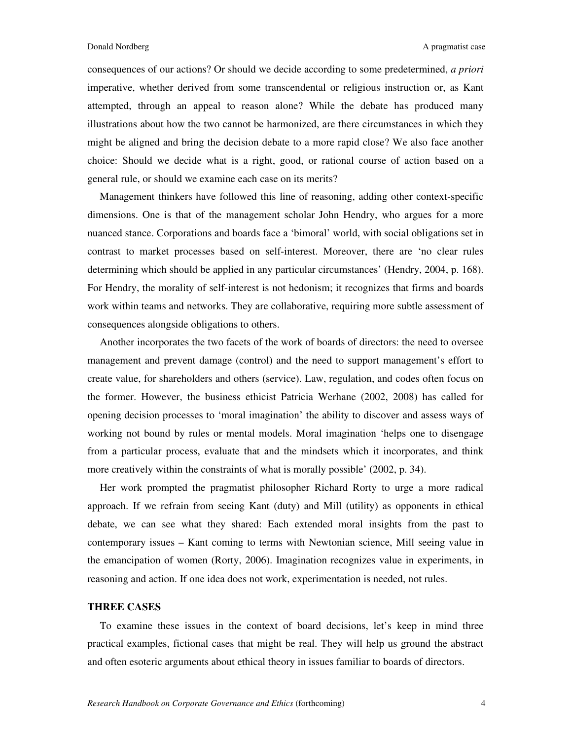consequences of our actions? Or should we decide according to some predetermined, *a priori* imperative, whether derived from some transcendental or religious instruction or, as Kant attempted, through an appeal to reason alone? While the debate has produced many illustrations about how the two cannot be harmonized, are there circumstances in which they might be aligned and bring the decision debate to a more rapid close? We also face another choice: Should we decide what is a right, good, or rational course of action based on a general rule, or should we examine each case on its merits?

Management thinkers have followed this line of reasoning, adding other context-specific dimensions. One is that of the management scholar John Hendry, who argues for a more nuanced stance. Corporations and boards face a 'bimoral' world, with social obligations set in contrast to market processes based on self-interest. Moreover, there are 'no clear rules determining which should be applied in any particular circumstances' (Hendry, 2004, p. 168). For Hendry, the morality of self-interest is not hedonism; it recognizes that firms and boards work within teams and networks. They are collaborative, requiring more subtle assessment of consequences alongside obligations to others.

Another incorporates the two facets of the work of boards of directors: the need to oversee management and prevent damage (control) and the need to support management's effort to create value, for shareholders and others (service). Law, regulation, and codes often focus on the former. However, the business ethicist Patricia Werhane (2002, 2008) has called for opening decision processes to 'moral imagination' the ability to discover and assess ways of working not bound by rules or mental models. Moral imagination 'helps one to disengage from a particular process, evaluate that and the mindsets which it incorporates, and think more creatively within the constraints of what is morally possible' (2002, p. 34).

Her work prompted the pragmatist philosopher Richard Rorty to urge a more radical approach. If we refrain from seeing Kant (duty) and Mill (utility) as opponents in ethical debate, we can see what they shared: Each extended moral insights from the past to contemporary issues – Kant coming to terms with Newtonian science, Mill seeing value in the emancipation of women (Rorty, 2006). Imagination recognizes value in experiments, in reasoning and action. If one idea does not work, experimentation is needed, not rules.

## THREE CASES

To examine these issues in the context of board decisions, let's keep in mind three practical examples, fictional cases that might be real. They will help us ground the abstract and often esoteric arguments about ethical theory in issues familiar to boards of directors.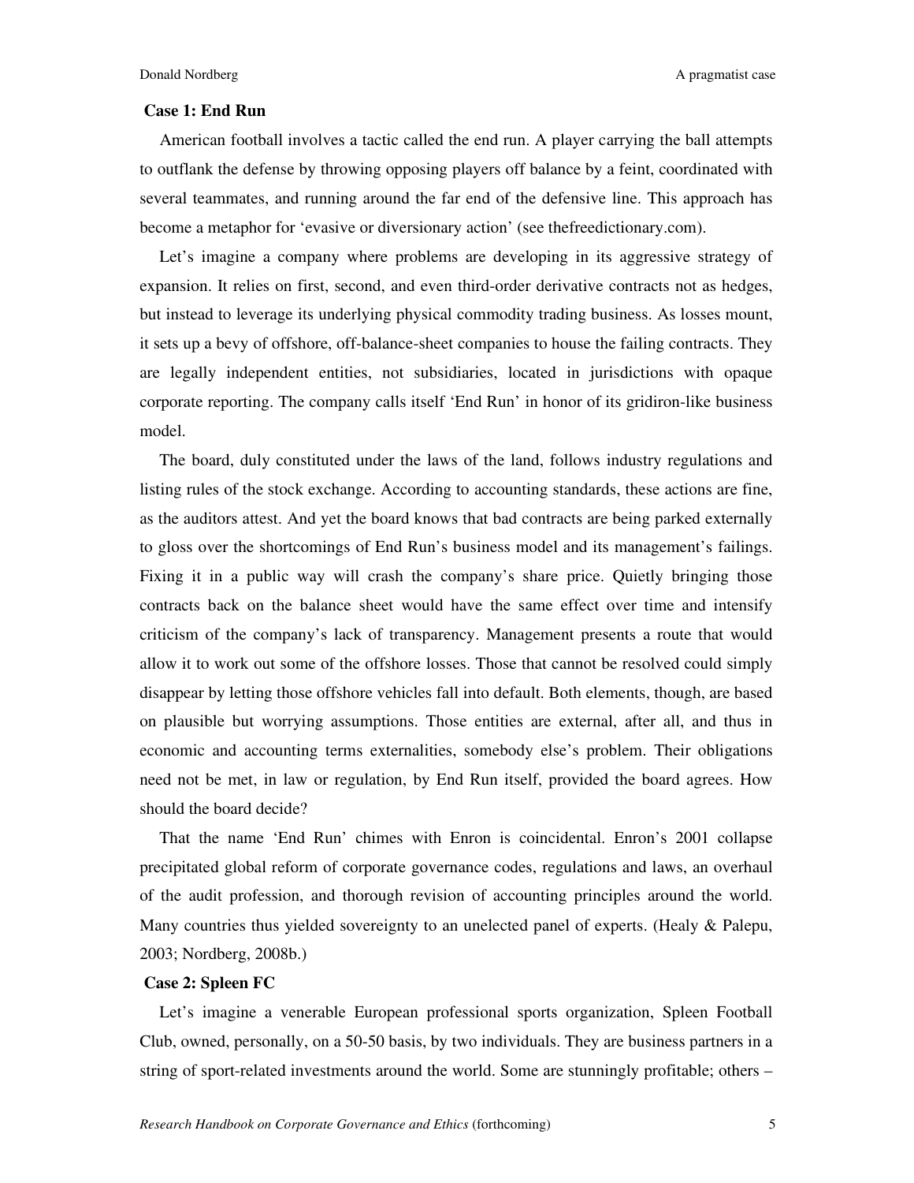**Case 1: End Run**

American football involves a tactic called the end run. A player carrying the ball attempts to outflank the defense by throwing opposing players off balance by a feint, coordinated with several teammates, and running around the far end of the defensive line. This approach has become a metaphor for 'evasive or diversionary action' (see thefreedictionary.com).

Let's imagine a company where problems are developing in its aggressive strategy of expansion. It relies on first, second, and even third-order derivative contracts not as hedges, but instead to leverage its underlying physical commodity trading business. As losses mount, it sets up a bevy of offshore, off-balance-sheet companies to house the failing contracts. They are legally independent entities, not subsidiaries, located in jurisdictions with opaque corporate reporting. The company calls itself 'End Run' in honor of its gridiron-like business model.

The board, duly constituted under the laws of the land, follows industry regulations and listing rules of the stock exchange. According to accounting standards, these actions are fine, as the auditors attest. And yet the board knows that bad contracts are being parked externally to gloss over the shortcomings of End Run's business model and its management's failings. Fixing it in a public way will crash the company's share price. Quietly bringing those contracts back on the balance sheet would have the same effect over time and intensify criticism of the company's lack of transparency. Management presents a route that would allow it to work out some of the offshore losses. Those that cannot be resolved could simply disappear by letting those offshore vehicles fall into default. Both elements, though, are based on plausible but worrying assumptions. Those entities are external, after all, and thus in economic and accounting terms externalities, somebody else's problem. Their obligations need not be met, in law or regulation, by End Run itself, provided the board agrees. How should the board decide?

That the name 'End Run' chimes with Enron is coincidental. Enron's 2001 collapse precipitated global reform of corporate governance codes, regulations and laws, an overhaul of the audit profession, and thorough revision of accounting principles around the world. Many countries thus yielded sovereignty to an unelected panel of experts. (Healy & Palepu, 2003; Nordberg, 2008b.)

**Case 2: Spleen FC**

Let's imagine a venerable European professional sports organization, Spleen Football Club, owned, personally, on a 50-50 basis, by two individuals. They are business partners in a string of sport-related investments around the world. Some are stunningly profitable; others –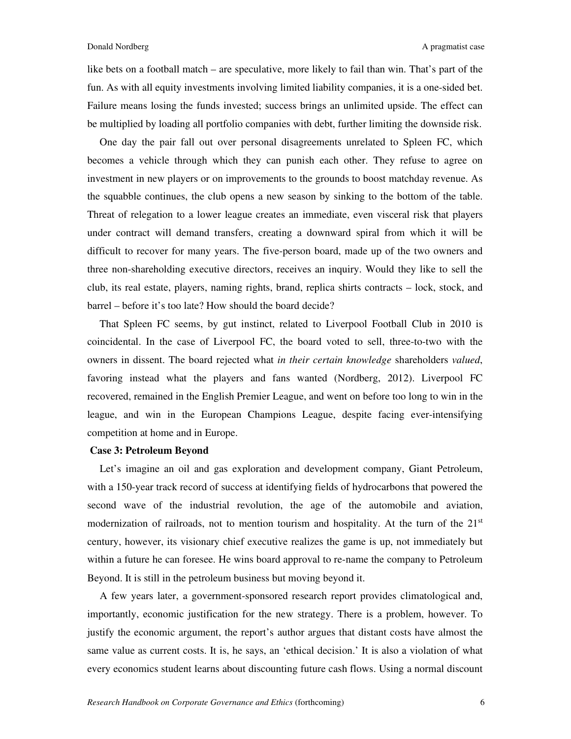like bets on a football match – are speculative, more likely to fail than win. That's part of the fun. As with all equity investments involving limited liability companies, it is a one-sided bet. Failure means losing the funds invested; success brings an unlimited upside. The effect can be multiplied by loading all portfolio companies with debt, further limiting the downside risk.

One day the pair fall out over personal disagreements unrelated to Spleen FC, which becomes a vehicle through which they can punish each other. They refuse to agree on investment in new players or on improvements to the grounds to boost matchday revenue. As the squabble continues, the club opens a new season by sinking to the bottom of the table. Threat of relegation to a lower league creates an immediate, even visceral risk that players under contract will demand transfers, creating a downward spiral from which it will be difficult to recover for many years. The five-person board, made up of the two owners and three non-shareholding executive directors, receives an inquiry. Would they like to sell the club, its real estate, players, naming rights, brand, replica shirts contracts – lock, stock, and barrel – before it's too late? How should the board decide?

That Spleen FC seems, by gut instinct, related to Liverpool Football Club in 2010 is coincidental. In the case of Liverpool FC, the board voted to sell, three-to-two with the owners in dissent. The board rejected what *in their certain knowledge* shareholders *valued*, favoring instead what the players and fans wanted (Nordberg, 2012). Liverpool FC recovered, remained in the English Premier League, and went on before too long to win in the league, and win in the European Champions League, despite facing ever-intensifying competition at home and in Europe.

**Case 3: Petroleum Beyond**

Let's imagine an oil and gas exploration and development company, Giant Petroleum, with a 150-year track record of success at identifying fields of hydrocarbons that powered the second wave of the industrial revolution, the age of the automobile and aviation, modernization of railroads, not to mention tourism and hospitality. At the turn of the 21st century, however, its visionary chief executive realizes the game is up, not immediately but within a future he can foresee. He wins board approval to re-name the company to Petroleum Beyond. It is still in the petroleum business but moving beyond it.

A few years later, a government-sponsored research report provides climatological and, importantly, economic justification for the new strategy. There is a problem, however. To justify the economic argument, the report's author argues that distant costs have almost the same value as current costs. It is, he says, an 'ethical decision.' It is also a violation of what every economics student learns about discounting future cash flows. Using a normal discount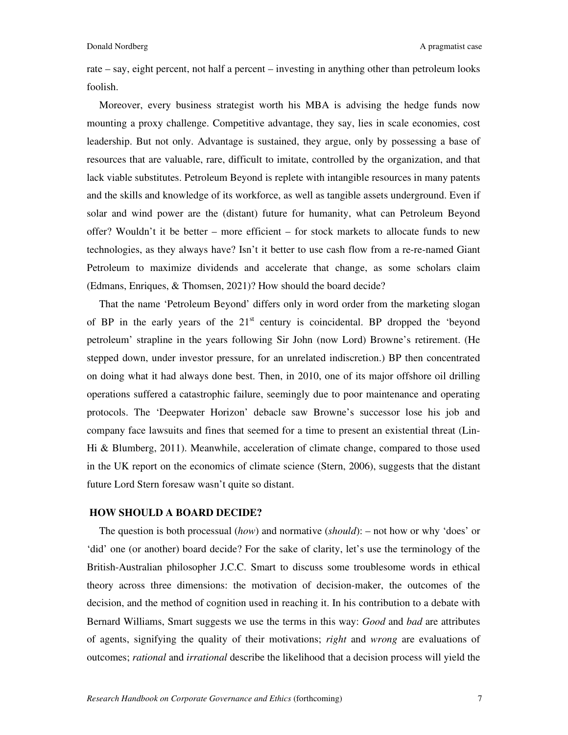rate – say, eight percent, not half a percent – investing in anything other than petroleum looks foolish.

Moreover, every business strategist worth his MBA is advising the hedge funds now mounting a proxy challenge. Competitive advantage, they say, lies in scale economies, cost leadership. But not only. Advantage is sustained, they argue, only by possessing a base of resources that are valuable, rare, difficult to imitate, controlled by the organization, and that lack viable substitutes. Petroleum Beyond is replete with intangible resources in many patents and the skills and knowledge of its workforce, as well as tangible assets underground. Even if solar and wind power are the (distant) future for humanity, what can Petroleum Beyond offer? Wouldn't it be better – more efficient – for stock markets to allocate funds to new technologies, as they always have? Isn't it better to use cash flow from a re-re-named Giant Petroleum to maximize dividends and accelerate that change, as some scholars claim (Edmans, Enriques, & Thomsen, 2021)? How should the board decide?

That the name 'Petroleum Beyond' differs only in word order from the marketing slogan of BP in the early years of the 21st century is coincidental. BP dropped the 'beyond petroleum' strapline in the years following Sir John (now Lord) Browne's retirement. (He stepped down, under investor pressure, for an unrelated indiscretion.) BP then concentrated on doing what it had always done best. Then, in 2010, one of its major offshore oil drilling operations suffered a catastrophic failure, seemingly due to poor maintenance and operating protocols. The 'Deepwater Horizon' debacle saw Browne's successor lose his job and company face lawsuits and fines that seemed for a time to present an existential threat (Lin-Hi & Blumberg, 2011). Meanwhile, acceleration of climate change, compared to those used in the UK report on the economics of climate science (Stern, 2006), suggests that the distant future Lord Stern foresaw wasn't quite so distant.

## HOW SHOULD A BOARD DECIDE?

The question is both processual (*how*) and normative (*should*): – not how or why 'does' or 'did' one (or another) board decide? For the sake of clarity, let's use the terminology of the British-Australian philosopher J.C.C. Smart to discuss some troublesome words in ethical theory across three dimensions: the motivation of decision-maker, the outcomes of the decision, and the method of cognition used in reaching it. In his contribution to a debate with Bernard Williams, Smart suggests we use the terms in this way: *Good* and *bad* are attributes of agents, signifying the quality of their motivations; *right* and *wrong* are evaluations of outcomes; *rational* and *irrational* describe the likelihood that a decision process will yield the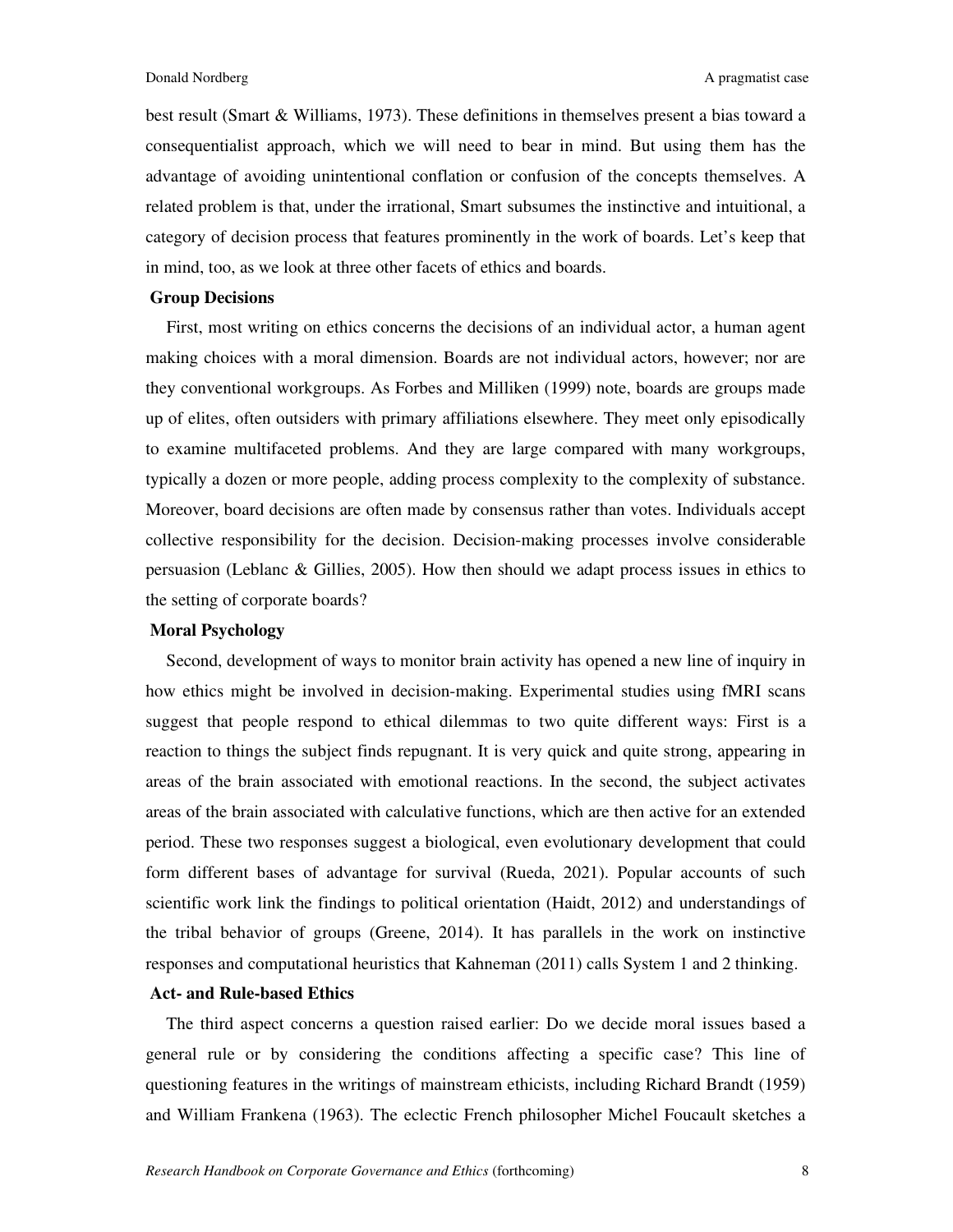best result (Smart & Williams, 1973). These definitions in themselves present a bias toward a consequentialist approach, which we will need to bear in mind. But using them has the advantage of avoiding unintentional conflation or confusion of the concepts themselves. A related problem is that, under the irrational, Smart subsumes the instinctive and intuitional, a category of decision process that features prominently in the work of boards. Let's keep that in mind, too, as we look at three other facets of ethics and boards.

### Group Decisions

First, most writing on ethics concerns the decisions of an individual actor, a human agent making choices with a moral dimension. Boards are not individual actors, however; nor are they conventional workgroups. As Forbes and Milliken (1999) note, boards are groups made up of elites, often outsiders with primary affiliations elsewhere. They meet only episodically to examine multifaceted problems. And they are large compared with many workgroups, typically a dozen or more people, adding process complexity to the complexity of substance. Moreover, board decisions are often made by consensus rather than votes. Individuals accept collective responsibility for the decision. Decision-making processes involve considerable persuasion (Leblanc & Gillies, 2005). How then should we adapt process issues in ethics to the setting of corporate boards?

### Moral Psychology

Second, development of ways to monitor brain activity has opened a new line of inquiry in how ethics might be involved in decision-making. Experimental studies using fMRI scans suggest that people respond to ethical dilemmas to two quite different ways: First is a reaction to things the subject finds repugnant. It is very quick and quite strong, appearing in areas of the brain associated with emotional reactions. In the second, the subject activates areas of the brain associated with calculative functions, which are then active for an extended period. These two responses suggest a biological, even evolutionary development that could form different bases of advantage for survival (Rueda, 2021). Popular accounts of such scientific work link the findings to political orientation (Haidt, 2012) and understandings of the tribal behavior of groups (Greene, 2014). It has parallels in the work on instinctive responses and computational heuristics that Kahneman (2011) calls System 1 and 2 thinking.

### Act- and Rule-based Ethics

The third aspect concerns a question raised earlier: Do we decide moral issues based a general rule or by considering the conditions affecting a specific case? This line of questioning features in the writings of mainstream ethicists, including Richard Brandt (1959) and William Frankena (1963). The eclectic French philosopher Michel Foucault sketches a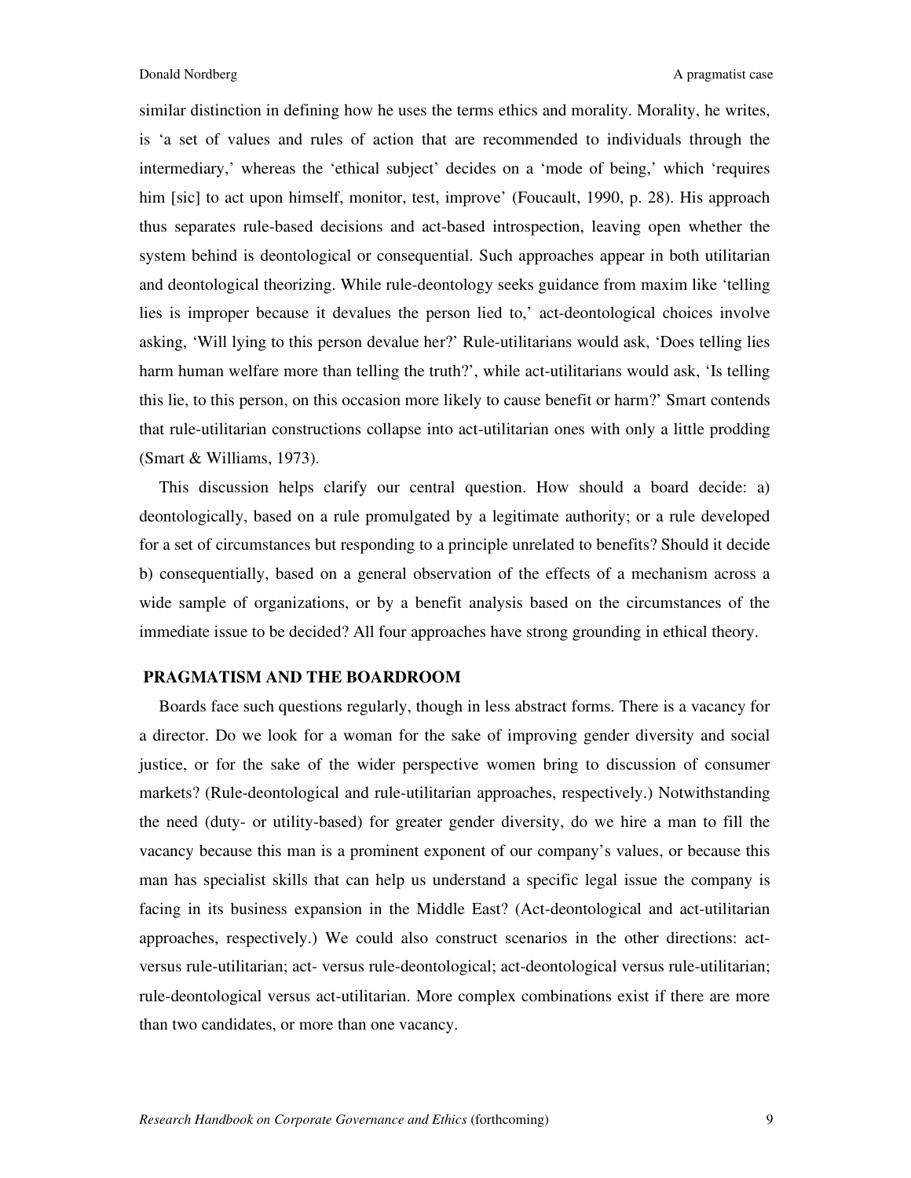similar distinction in defining how he uses the terms ethics and morality. Morality, he writes, is 'a set of values and rules of action that are recommended to individuals through the intermediary,' whereas the 'ethical subject' decides on a 'mode of being,' which 'requires him [sic] to act upon himself, monitor, test, improve' (Foucault, 1990, p. 28). His approach thus separates rule-based decisions and act-based introspection, leaving open whether the system behind is deontological or consequential. Such approaches appear in both utilitarian and deontological theorizing. While rule-deontology seeks guidance from maxim like 'telling lies is improper because it devalues the person lied to,' act-deontological choices involve asking, 'Will lying to this person devalue her?' Rule-utilitarians would ask, 'Does telling lies harm human welfare more than telling the truth?', while act-utilitarians would ask, 'Is telling this lie, to this person, on this occasion more likely to cause benefit or harm?' Smart contends that rule-utilitarian constructions collapse into act-utilitarian ones with only a little prodding (Smart & Williams, 1973).

This discussion helps clarify our central question. How should a board decide: a) deontologically, based on a rule promulgated by a legitimate authority; or a rule developed for a set of circumstances but responding to a principle unrelated to benefits? Should it decide b) consequentially, based on a general observation of the effects of a mechanism across a wide sample of organizations, or by a benefit analysis based on the circumstances of the immediate issue to be decided? All four approaches have strong grounding in ethical theory.

## PRAGMATISM AND THE BOARDROOM

Boards face such questions regularly, though in less abstract forms. There is a vacancy for a director. Do we look for a woman for the sake of improving gender diversity and social justice, or for the sake of the wider perspective women bring to discussion of consumer markets? (Rule-deontological and rule-utilitarian approaches, respectively.) Notwithstanding the need (duty- or utility-based) for greater gender diversity, do we hire a man to fill the vacancy because this man is a prominent exponent of our company's values, or because this man has specialist skills that can help us understand a specific legal issue the company is facing in its business expansion in the Middle East? (Act-deontological and act-utilitarian approaches, respectively.) We could also construct scenarios in the other directions: act- versus rule-utilitarian; act- versus rule-deontological; act-deontological versus rule-utilitarian; rule-deontological versus act-utilitarian. More complex combinations exist if there are more than two candidates, or more than one vacancy.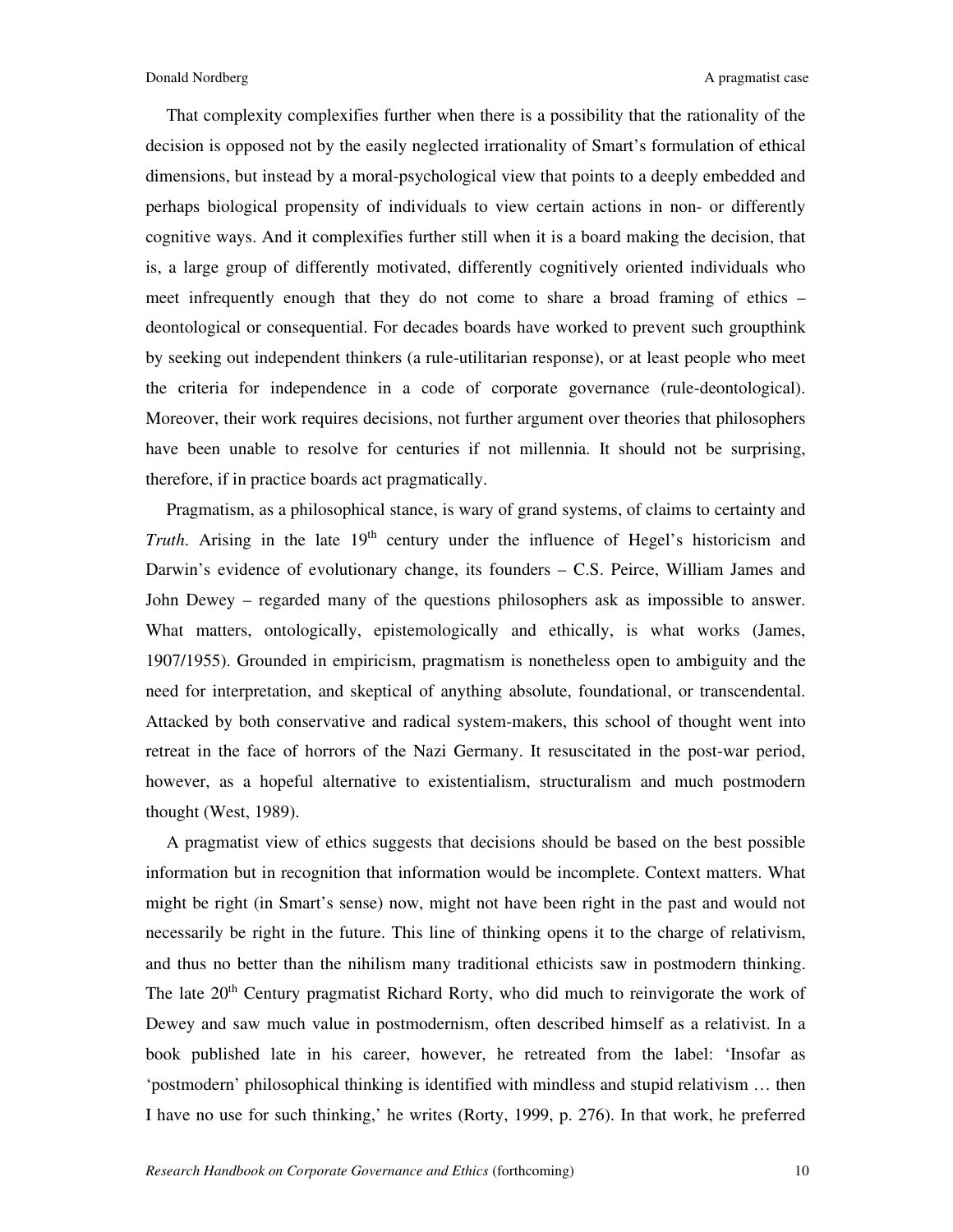That complexity complexifies further when there is a possibility that the rationality of the decision is opposed not by the easily neglected irrationality of Smart's formulation of ethical dimensions, but instead by a moral-psychological view that points to a deeply embedded and perhaps biological propensity of individuals to view certain actions in non- or differently cognitive ways. And it complexifies further still when it is a board making the decision, that is, a large group of differently motivated, differently cognitively oriented individuals who meet infrequently enough that they do not come to share a broad framing of ethics – deontological or consequential. For decades boards have worked to prevent such groupthink by seeking out independent thinkers (a rule-utilitarian response), or at least people who meet the criteria for independence in a code of corporate governance (rule-deontological). Moreover, their work requires decisions, not further argument over theories that philosophers have been unable to resolve for centuries if not millennia. It should not be surprising, therefore, if in practice boards act pragmatically.

Pragmatism, as a philosophical stance, is wary of grand systems, of claims to certainty and *Truth*. Arising in the late 19th century under the influence of Hegel's historicism and Darwin's evidence of evolutionary change, its founders – C.S. Peirce, William James and John Dewey – regarded many of the questions philosophers ask as impossible to answer. What matters, ontologically, epistemologically and ethically, is what works (James, 1907/1955). Grounded in empiricism, pragmatism is nonetheless open to ambiguity and the need for interpretation, and skeptical of anything absolute, foundational, or transcendental. Attacked by both conservative and radical system-makers, this school of thought went into retreat in the face of horrors of the Nazi Germany. It resuscitated in the post-war period, however, as a hopeful alternative to existentialism, structuralism and much postmodern thought (West, 1989).

A pragmatist view of ethics suggests that decisions should be based on the best possible information but in recognition that information would be incomplete. Context matters. What might be right (in Smart's sense) now, might not have been right in the past and would not necessarily be right in the future. This line of thinking opens it to the charge of relativism, and thus no better than the nihilism many traditional ethicists saw in postmodern thinking. The late 20th Century pragmatist Richard Rorty, who did much to reinvigorate the work of Dewey and saw much value in postmodernism, often described himself as a relativist. In a book published late in his career, however, he retreated from the label: 'Insofar as 'postmodern' philosophical thinking is identified with mindless and stupid relativism … then I have no use for such thinking,' he writes (Rorty, 1999, p. 276). In that work, he preferred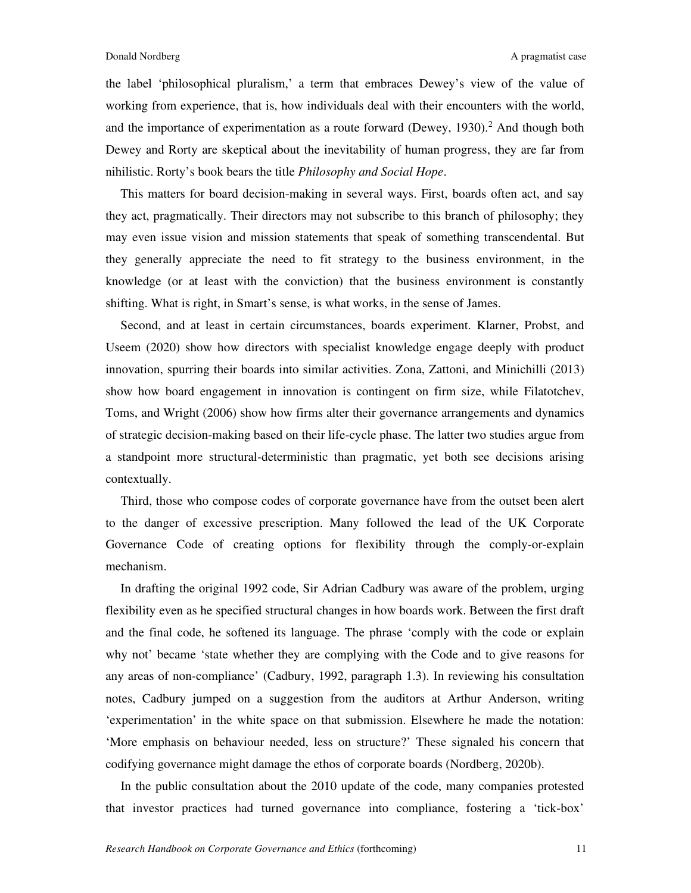the label 'philosophical pluralism,' a term that embraces Dewey's view of the value of working from experience, that is, how individuals deal with their encounters with the world, and the importance of experimentation as a route forward (Dewey, 1930).[2] And though both Dewey and Rorty are skeptical about the inevitability of human progress, they are far from nihilistic. Rorty's book bears the title *Philosophy and Social Hope*.

This matters for board decision-making in several ways. First, boards often act, and say they act, pragmatically. Their directors may not subscribe to this branch of philosophy; they may even issue vision and mission statements that speak of something transcendental. But they generally appreciate the need to fit strategy to the business environment, in the knowledge (or at least with the conviction) that the business environment is constantly shifting. What is right, in Smart's sense, is what works, in the sense of James.

Second, and at least in certain circumstances, boards experiment. Klarner, Probst, and Useem (2020) show how directors with specialist knowledge engage deeply with product innovation, spurring their boards into similar activities. Zona, Zattoni, and Minichilli (2013) show how board engagement in innovation is contingent on firm size, while Filatotchev, Toms, and Wright (2006) show how firms alter their governance arrangements and dynamics of strategic decision-making based on their life-cycle phase. The latter two studies argue from a standpoint more structural-deterministic than pragmatic, yet both see decisions arising contextually.

Third, those who compose codes of corporate governance have from the outset been alert to the danger of excessive prescription. Many followed the lead of the UK Corporate Governance Code of creating options for flexibility through the comply-or-explain mechanism.

In drafting the original 1992 code, Sir Adrian Cadbury was aware of the problem, urging flexibility even as he specified structural changes in how boards work. Between the first draft and the final code, he softened its language. The phrase 'comply with the code or explain why not' became 'state whether they are complying with the Code and to give reasons for any areas of non-compliance' (Cadbury, 1992, paragraph 1.3). In reviewing his consultation notes, Cadbury jumped on a suggestion from the auditors at Arthur Anderson, writing 'experimentation' in the white space on that submission. Elsewhere he made the notation: 'More emphasis on behaviour needed, less on structure?' These signaled his concern that codifying governance might damage the ethos of corporate boards (Nordberg, 2020b).

In the public consultation about the 2010 update of the code, many companies protested that investor practices had turned governance into compliance, fostering a 'tick-box'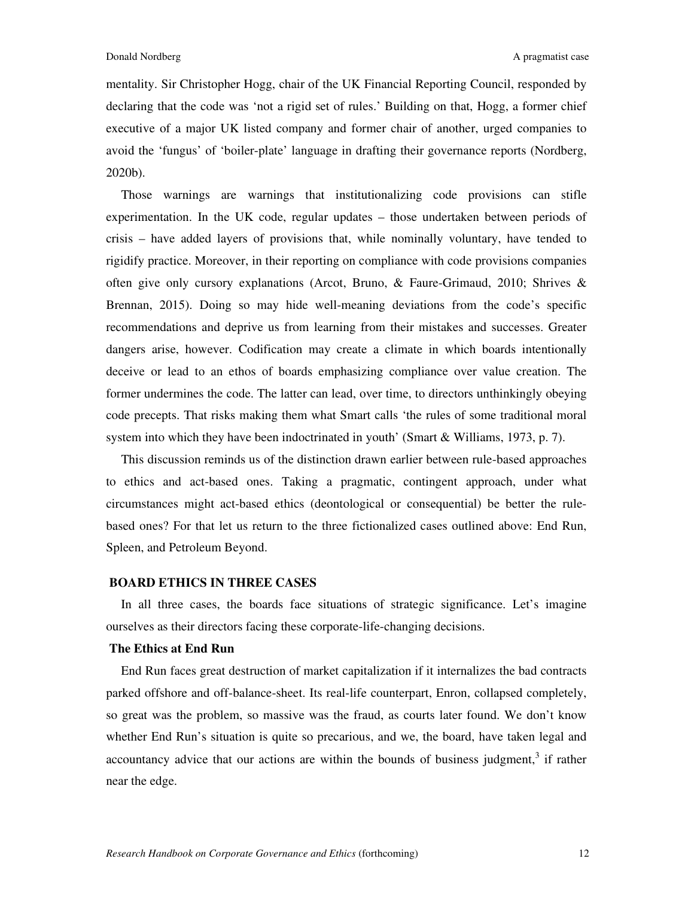mentality. Sir Christopher Hogg, chair of the UK Financial Reporting Council, responded by declaring that the code was 'not a rigid set of rules.' Building on that, Hogg, a former chief executive of a major UK listed company and former chair of another, urged companies to avoid the 'fungus' of 'boiler-plate' language in drafting their governance reports (Nordberg, 2020b).

Those warnings are warnings that institutionalizing code provisions can stifle experimentation. In the UK code, regular updates – those undertaken between periods of crisis – have added layers of provisions that, while nominally voluntary, have tended to rigidify practice. Moreover, in their reporting on compliance with code provisions companies often give only cursory explanations (Arcot, Bruno, & Faure-Grimaud, 2010; Shrives & Brennan, 2015). Doing so may hide well-meaning deviations from the code's specific recommendations and deprive us from learning from their mistakes and successes. Greater dangers arise, however. Codification may create a climate in which boards intentionally deceive or lead to an ethos of boards emphasizing compliance over value creation. The former undermines the code. The latter can lead, over time, to directors unthinkingly obeying code precepts. That risks making them what Smart calls 'the rules of some traditional moral system into which they have been indoctrinated in youth' (Smart & Williams, 1973, p. 7).

This discussion reminds us of the distinction drawn earlier between rule-based approaches to ethics and act-based ones. Taking a pragmatic, contingent approach, under what circumstances might act-based ethics (deontological or consequential) be better the rule-based ones? For that let us return to the three fictionalized cases outlined above: End Run, Spleen, and Petroleum Beyond.

## BOARD ETHICS IN THREE CASES

In all three cases, the boards face situations of strategic significance. Let's imagine ourselves as their directors facing these corporate-life-changing decisions.

### The Ethics at End Run

End Run faces great destruction of market capitalization if it internalizes the bad contracts parked offshore and off-balance-sheet. Its real-life counterpart, Enron, collapsed completely, so great was the problem, so massive was the fraud, as courts later found. We don't know whether End Run's situation is quite so precarious, and we, the board, have taken legal and accountancy advice that our actions are within the bounds of business judgment,[3] if rather near the edge.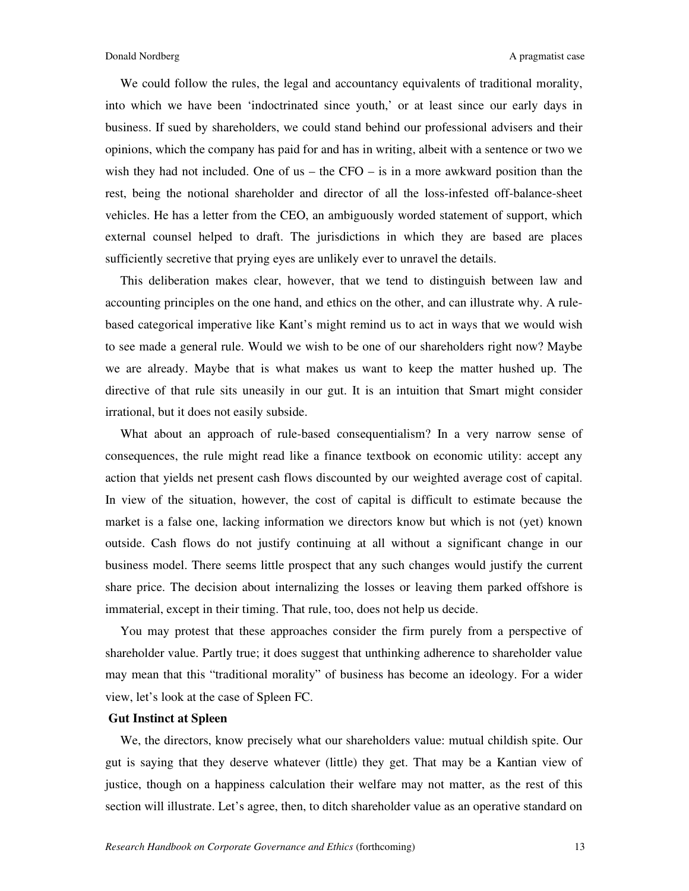We could follow the rules, the legal and accountancy equivalents of traditional morality, into which we have been 'indoctrinated since youth,' or at least since our early days in business. If sued by shareholders, we could stand behind our professional advisers and their opinions, which the company has paid for and has in writing, albeit with a sentence or two we wish they had not included. One of us – the CFO – is in a more awkward position than the rest, being the notional shareholder and director of all the loss-infested off-balance-sheet vehicles. He has a letter from the CEO, an ambiguously worded statement of support, which external counsel helped to draft. The jurisdictions in which they are based are places sufficiently secretive that prying eyes are unlikely ever to unravel the details.

This deliberation makes clear, however, that we tend to distinguish between law and accounting principles on the one hand, and ethics on the other, and can illustrate why. A rule-based categorical imperative like Kant's might remind us to act in ways that we would wish to see made a general rule. Would we wish to be one of our shareholders right now? Maybe we are already. Maybe that is what makes us want to keep the matter hushed up. The directive of that rule sits uneasily in our gut. It is an intuition that Smart might consider irrational, but it does not easily subside.

What about an approach of rule-based consequentialism? In a very narrow sense of consequences, the rule might read like a finance textbook on economic utility: accept any action that yields net present cash flows discounted by our weighted average cost of capital. In view of the situation, however, the cost of capital is difficult to estimate because the market is a false one, lacking information we directors know but which is not (yet) known outside. Cash flows do not justify continuing at all without a significant change in our business model. There seems little prospect that any such changes would justify the current share price. The decision about internalizing the losses or leaving them parked offshore is immaterial, except in their timing. That rule, too, does not help us decide.

You may protest that these approaches consider the firm purely from a perspective of shareholder value. Partly true; it does suggest that unthinking adherence to shareholder value may mean that this "traditional morality" of business has become an ideology. For a wider view, let's look at the case of Spleen FC.

**Gut Instinct at Spleen**

We, the directors, know precisely what our shareholders value: mutual childish spite. Our gut is saying that they deserve whatever (little) they get. That may be a Kantian view of justice, though on a happiness calculation their welfare may not matter, as the rest of this section will illustrate. Let's agree, then, to ditch shareholder value as an operative standard on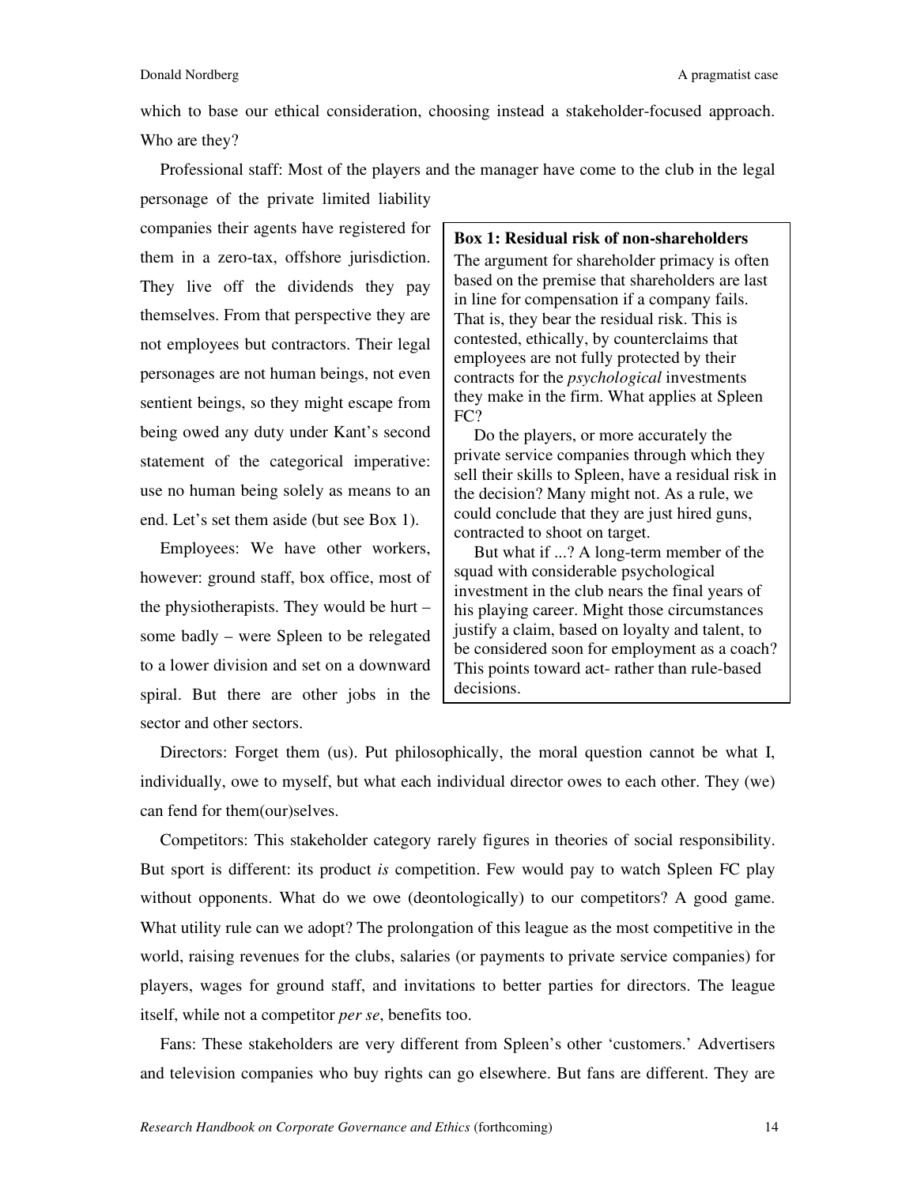which to base our ethical consideration, choosing instead a stakeholder-focused approach. Who are they?

Professional staff: Most of the players and the manager have come to the club in the legal personage of the private limited liability companies their agents have registered for them in a zero-tax, offshore jurisdiction. They live off the dividends they pay themselves. From that perspective they are not employees but contractors. Their legal personages are not human beings, not even sentient beings, so they might escape from being owed any duty under Kant's second statement of the categorical imperative: use no human being solely as means to an end. Let's set them aside (but see Box 1).

Employees: We have other workers, however: ground staff, box office, most of the physiotherapists. They would be hurt – some badly – were Spleen to be relegated to a lower division and set on a downward spiral. But there are other jobs in the sector and other sectors.

> **Box 1: Residual risk of non-shareholders**
>
> The argument for shareholder primacy is often based on the premise that shareholders are last in line for compensation if a company fails. That is, they bear the residual risk. This is contested, ethically, by counterclaims that employees are not fully protected by their contracts for the *psychological* investments they make in the firm. What applies at Spleen FC?
>
> Do the players, or more accurately the private service companies through which they sell their skills to Spleen, have a residual risk in the decision? Many might not. As a rule, we could conclude that they are just hired guns, contracted to shoot on target.
>
> But what if ...? A long-term member of the squad with considerable psychological investment in the club nears the final years of his playing career. Might those circumstances justify a claim, based on loyalty and talent, to be considered soon for employment as a coach? This points toward act- rather than rule-based decisions.

Directors: Forget them (us). Put philosophically, the moral question cannot be what I, individually, owe to myself, but what each individual director owes to each other. They (we) can fend for them(our)selves.

Competitors: This stakeholder category rarely figures in theories of social responsibility. But sport is different: its product *is* competition. Few would pay to watch Spleen FC play without opponents. What do we owe (deontologically) to our competitors? A good game. What utility rule can we adopt? The prolongation of this league as the most competitive in the world, raising revenues for the clubs, salaries (or payments to private service companies) for players, wages for ground staff, and invitations to better parties for directors. The league itself, while not a competitor *per se*, benefits too.

Fans: These stakeholders are very different from Spleen's other 'customers.' Advertisers and television companies who buy rights can go elsewhere. But fans are different. They are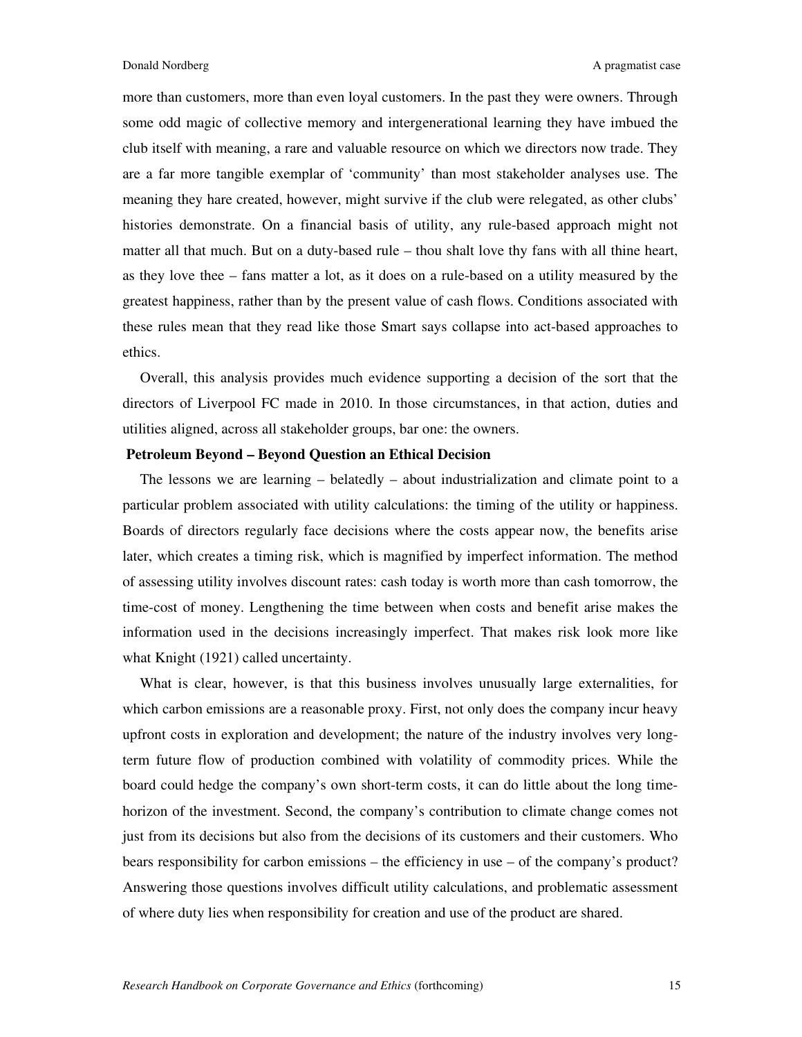more than customers, more than even loyal customers. In the past they were owners. Through some odd magic of collective memory and intergenerational learning they have imbued the club itself with meaning, a rare and valuable resource on which we directors now trade. They are a far more tangible exemplar of 'community' than most stakeholder analyses use. The meaning they hare created, however, might survive if the club were relegated, as other clubs' histories demonstrate. On a financial basis of utility, any rule-based approach might not matter all that much. But on a duty-based rule – thou shalt love thy fans with all thine heart, as they love thee – fans matter a lot, as it does on a rule-based on a utility measured by the greatest happiness, rather than by the present value of cash flows. Conditions associated with these rules mean that they read like those Smart says collapse into act-based approaches to ethics.

Overall, this analysis provides much evidence supporting a decision of the sort that the directors of Liverpool FC made in 2010. In those circumstances, in that action, duties and utilities aligned, across all stakeholder groups, bar one: the owners.

**Petroleum Beyond – Beyond Question an Ethical Decision**

The lessons we are learning – belatedly – about industrialization and climate point to a particular problem associated with utility calculations: the timing of the utility or happiness. Boards of directors regularly face decisions where the costs appear now, the benefits arise later, which creates a timing risk, which is magnified by imperfect information. The method of assessing utility involves discount rates: cash today is worth more than cash tomorrow, the time-cost of money. Lengthening the time between when costs and benefit arise makes the information used in the decisions increasingly imperfect. That makes risk look more like what Knight (1921) called uncertainty.

What is clear, however, is that this business involves unusually large externalities, for which carbon emissions are a reasonable proxy. First, not only does the company incur heavy upfront costs in exploration and development; the nature of the industry involves very long-term future flow of production combined with volatility of commodity prices. While the board could hedge the company's own short-term costs, it can do little about the long time-horizon of the investment. Second, the company's contribution to climate change comes not just from its decisions but also from the decisions of its customers and their customers. Who bears responsibility for carbon emissions – the efficiency in use – of the company's product? Answering those questions involves difficult utility calculations, and problematic assessment of where duty lies when responsibility for creation and use of the product are shared.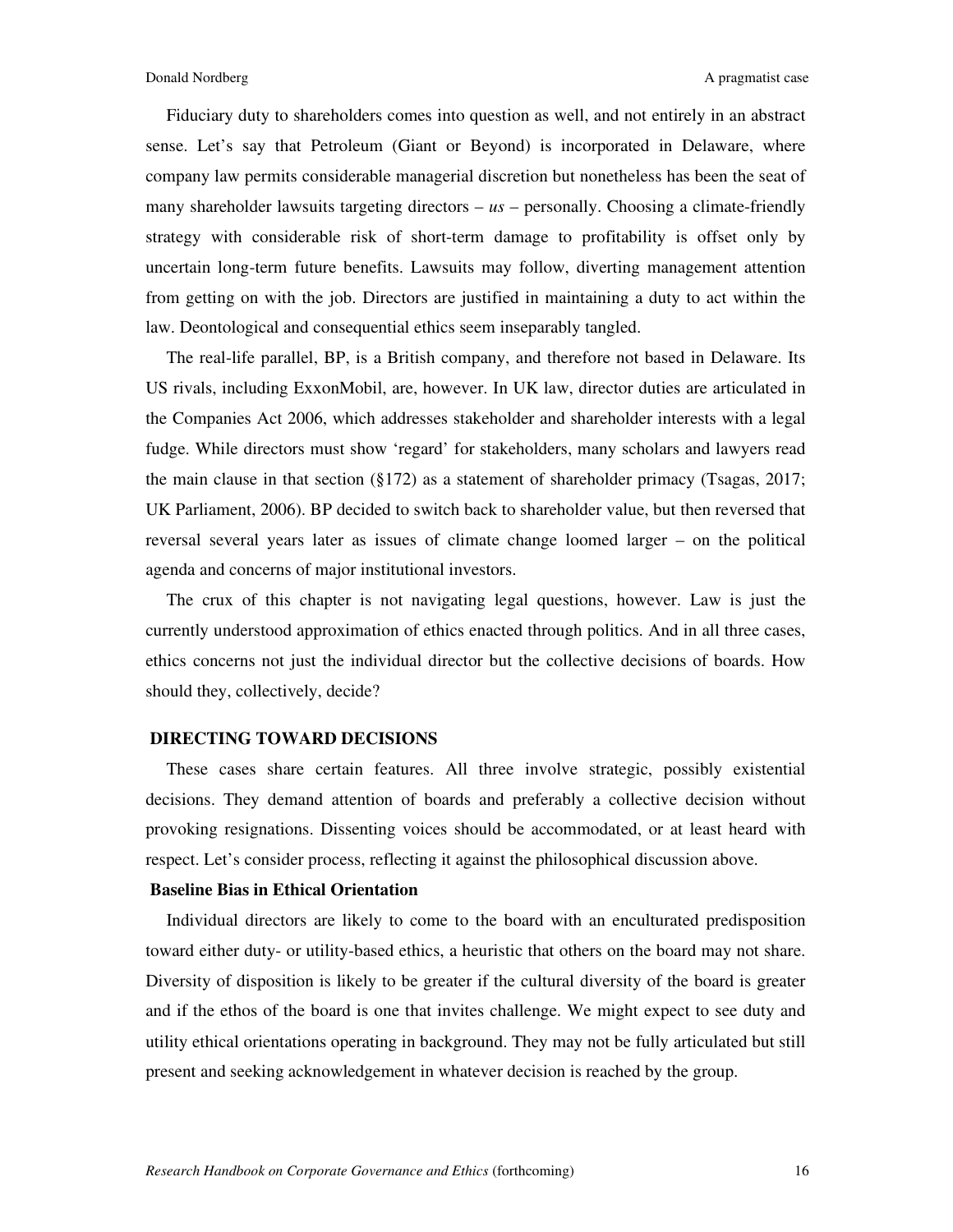Fiduciary duty to shareholders comes into question as well, and not entirely in an abstract sense. Let's say that Petroleum (Giant or Beyond) is incorporated in Delaware, where company law permits considerable managerial discretion but nonetheless has been the seat of many shareholder lawsuits targeting directors – *us* – personally. Choosing a climate-friendly strategy with considerable risk of short-term damage to profitability is offset only by uncertain long-term future benefits. Lawsuits may follow, diverting management attention from getting on with the job. Directors are justified in maintaining a duty to act within the law. Deontological and consequential ethics seem inseparably tangled.

The real-life parallel, BP, is a British company, and therefore not based in Delaware. Its US rivals, including ExxonMobil, are, however. In UK law, director duties are articulated in the Companies Act 2006, which addresses stakeholder and shareholder interests with a legal fudge. While directors must show 'regard' for stakeholders, many scholars and lawyers read the main clause in that section (§172) as a statement of shareholder primacy (Tsagas, 2017; UK Parliament, 2006). BP decided to switch back to shareholder value, but then reversed that reversal several years later as issues of climate change loomed larger – on the political agenda and concerns of major institutional investors.

The crux of this chapter is not navigating legal questions, however. Law is just the currently understood approximation of ethics enacted through politics. And in all three cases, ethics concerns not just the individual director but the collective decisions of boards. How should they, collectively, decide?

## DIRECTING TOWARD DECISIONS

These cases share certain features. All three involve strategic, possibly existential decisions. They demand attention of boards and preferably a collective decision without provoking resignations. Dissenting voices should be accommodated, or at least heard with respect. Let's consider process, reflecting it against the philosophical discussion above.

### Baseline Bias in Ethical Orientation

Individual directors are likely to come to the board with an enculturated predisposition toward either duty- or utility-based ethics, a heuristic that others on the board may not share. Diversity of disposition is likely to be greater if the cultural diversity of the board is greater and if the ethos of the board is one that invites challenge. We might expect to see duty and utility ethical orientations operating in background. They may not be fully articulated but still present and seeking acknowledgement in whatever decision is reached by the group.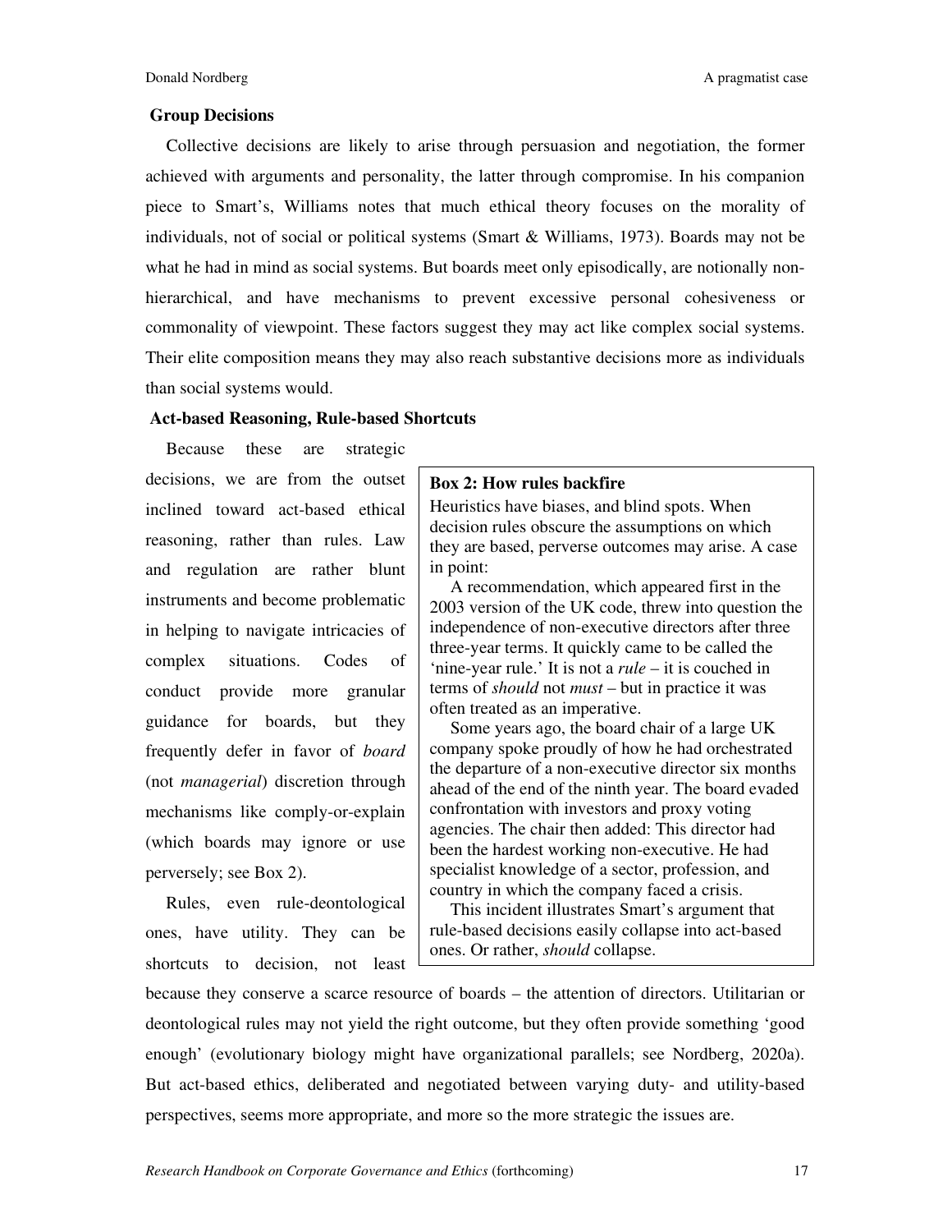### Group Decisions

Collective decisions are likely to arise through persuasion and negotiation, the former achieved with arguments and personality, the latter through compromise. In his companion piece to Smart's, Williams notes that much ethical theory focuses on the morality of individuals, not of social or political systems (Smart & Williams, 1973). Boards may not be what he had in mind as social systems. But boards meet only episodically, are notionally non-hierarchical, and have mechanisms to prevent excessive personal cohesiveness or commonality of viewpoint. These factors suggest they may act like complex social systems. Their elite composition means they may also reach substantive decisions more as individuals than social systems would.

### Act-based Reasoning, Rule-based Shortcuts

Because these are strategic decisions, we are from the outset inclined toward act-based ethical reasoning, rather than rules. Law and regulation are rather blunt instruments and become problematic in helping to navigate intricacies of complex situations. Codes of conduct provide more granular guidance for boards, but they frequently defer in favor of *board* (not *managerial*) discretion through mechanisms like comply-or-explain (which boards may ignore or use perversely; see Box 2).

Rules, even rule-deontological ones, have utility. They can be shortcuts to decision, not least because they conserve a scarce resource of boards – the attention of directors. Utilitarian or deontological rules may not yield the right outcome, but they often provide something 'good enough' (evolutionary biology might have organizational parallels; see Nordberg, 2020a). But act-based ethics, deliberated and negotiated between varying duty- and utility-based perspectives, seems more appropriate, and more so the more strategic the issues are.

> **Box 2: How rules backfire**
>
> Heuristics have biases, and blind spots. When decision rules obscure the assumptions on which they are based, perverse outcomes may arise. A case in point:
>
> A recommendation, which appeared first in the 2003 version of the UK code, threw into question the independence of non-executive directors after three three-year terms. It quickly came to be called the 'nine-year rule.' It is not a *rule* – it is couched in terms of *should* not *must* – but in practice it was often treated as an imperative.
>
> Some years ago, the board chair of a large UK company spoke proudly of how he had orchestrated the departure of a non-executive director six months ahead of the end of the ninth year. The board evaded confrontation with investors and proxy voting agencies. The chair then added: This director had been the hardest working non-executive. He had specialist knowledge of a sector, profession, and country in which the company faced a crisis.
>
> This incident illustrates Smart's argument that rule-based decisions easily collapse into act-based ones. Or rather, *should* collapse.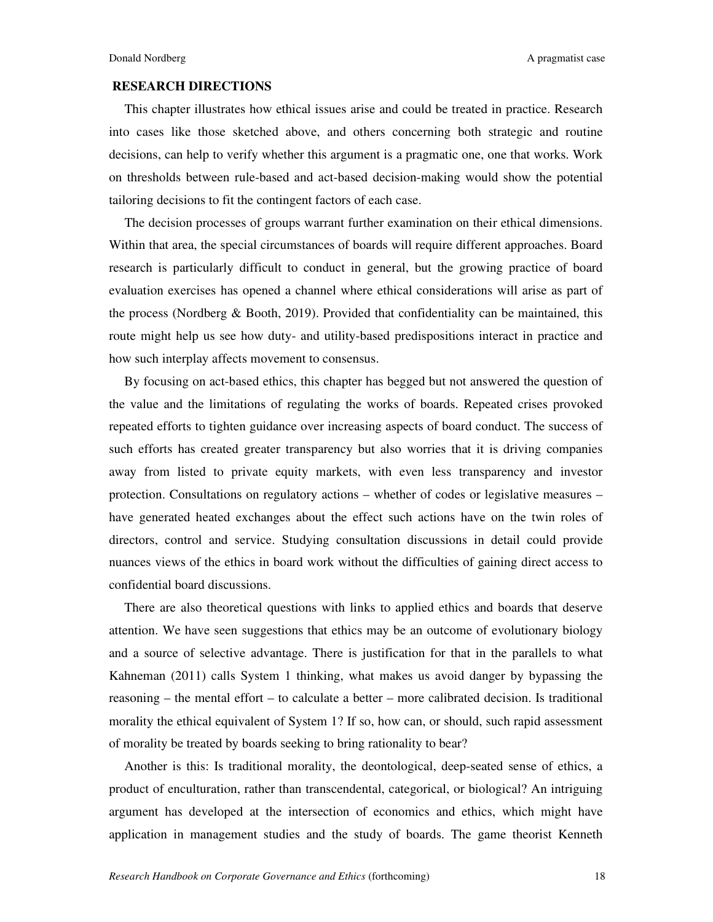## RESEARCH DIRECTIONS

This chapter illustrates how ethical issues arise and could be treated in practice. Research into cases like those sketched above, and others concerning both strategic and routine decisions, can help to verify whether this argument is a pragmatic one, one that works. Work on thresholds between rule-based and act-based decision-making would show the potential tailoring decisions to fit the contingent factors of each case.

The decision processes of groups warrant further examination on their ethical dimensions. Within that area, the special circumstances of boards will require different approaches. Board research is particularly difficult to conduct in general, but the growing practice of board evaluation exercises has opened a channel where ethical considerations will arise as part of the process (Nordberg & Booth, 2019). Provided that confidentiality can be maintained, this route might help us see how duty- and utility-based predispositions interact in practice and how such interplay affects movement to consensus.

By focusing on act-based ethics, this chapter has begged but not answered the question of the value and the limitations of regulating the works of boards. Repeated crises provoked repeated efforts to tighten guidance over increasing aspects of board conduct. The success of such efforts has created greater transparency but also worries that it is driving companies away from listed to private equity markets, with even less transparency and investor protection. Consultations on regulatory actions – whether of codes or legislative measures – have generated heated exchanges about the effect such actions have on the twin roles of directors, control and service. Studying consultation discussions in detail could provide nuances views of the ethics in board work without the difficulties of gaining direct access to confidential board discussions.

There are also theoretical questions with links to applied ethics and boards that deserve attention. We have seen suggestions that ethics may be an outcome of evolutionary biology and a source of selective advantage. There is justification for that in the parallels to what Kahneman (2011) calls System 1 thinking, what makes us avoid danger by bypassing the reasoning – the mental effort – to calculate a better – more calibrated decision. Is traditional morality the ethical equivalent of System 1? If so, how can, or should, such rapid assessment of morality be treated by boards seeking to bring rationality to bear?

Another is this: Is traditional morality, the deontological, deep-seated sense of ethics, a product of enculturation, rather than transcendental, categorical, or biological? An intriguing argument has developed at the intersection of economics and ethics, which might have application in management studies and the study of boards. The game theorist Kenneth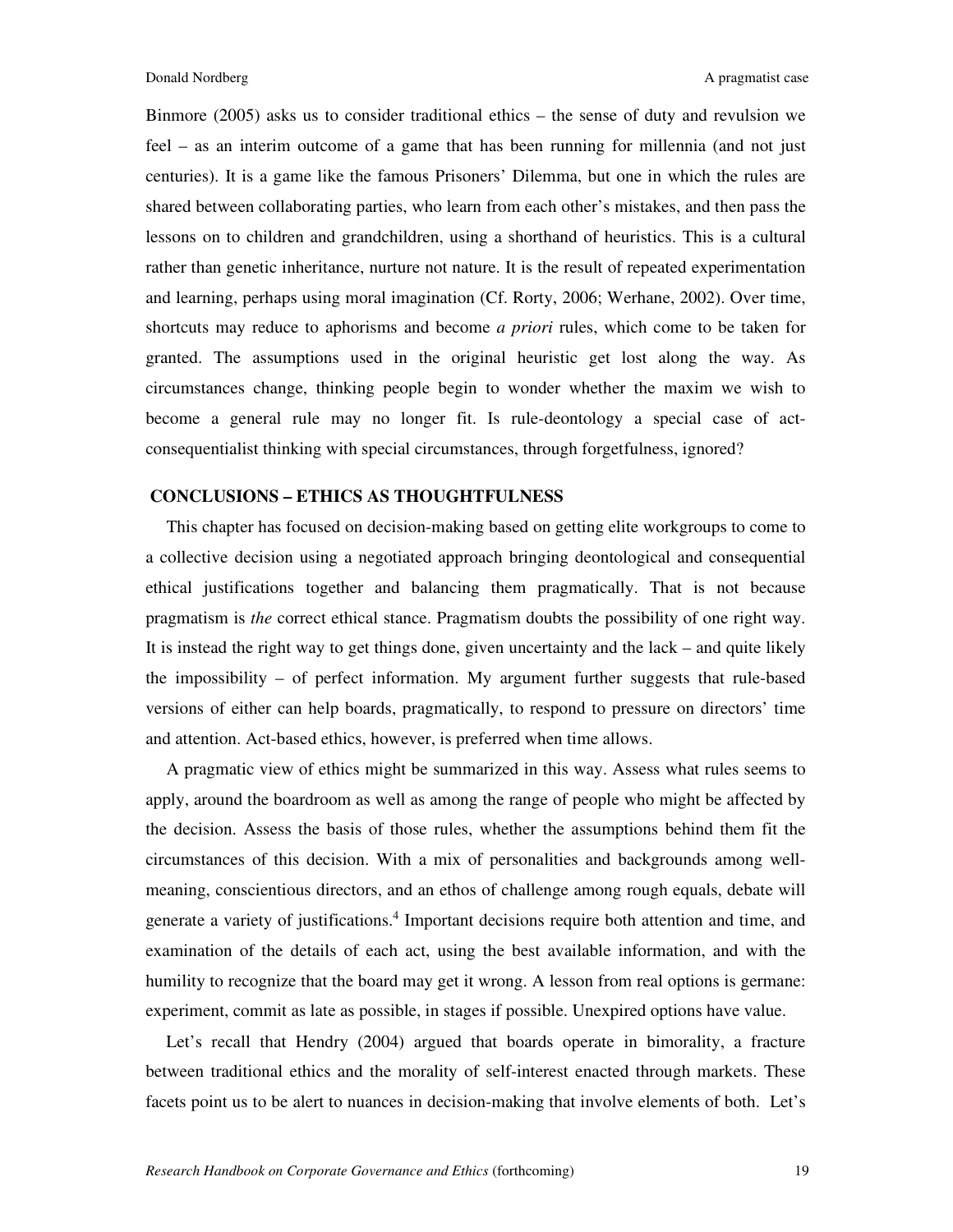Binmore (2005) asks us to consider traditional ethics – the sense of duty and revulsion we feel – as an interim outcome of a game that has been running for millennia (and not just centuries). It is a game like the famous Prisoners' Dilemma, but one in which the rules are shared between collaborating parties, who learn from each other's mistakes, and then pass the lessons on to children and grandchildren, using a shorthand of heuristics. This is a cultural rather than genetic inheritance, nurture not nature. It is the result of repeated experimentation and learning, perhaps using moral imagination (Cf. Rorty, 2006; Werhane, 2002). Over time, shortcuts may reduce to aphorisms and become *a priori* rules, which come to be taken for granted. The assumptions used in the original heuristic get lost along the way. As circumstances change, thinking people begin to wonder whether the maxim we wish to become a general rule may no longer fit. Is rule-deontology a special case of act-consequentialist thinking with special circumstances, through forgetfulness, ignored?

## CONCLUSIONS – ETHICS AS THOUGHTFULNESS

This chapter has focused on decision-making based on getting elite workgroups to come to a collective decision using a negotiated approach bringing deontological and consequential ethical justifications together and balancing them pragmatically. That is not because pragmatism is *the* correct ethical stance. Pragmatism doubts the possibility of one right way. It is instead the right way to get things done, given uncertainty and the lack – and quite likely the impossibility – of perfect information. My argument further suggests that rule-based versions of either can help boards, pragmatically, to respond to pressure on directors' time and attention. Act-based ethics, however, is preferred when time allows.

A pragmatic view of ethics might be summarized in this way. Assess what rules seems to apply, around the boardroom as well as among the range of people who might be affected by the decision. Assess the basis of those rules, whether the assumptions behind them fit the circumstances of this decision. With a mix of personalities and backgrounds among well-meaning, conscientious directors, and an ethos of challenge among rough equals, debate will generate a variety of justifications.[4] Important decisions require both attention and time, and examination of the details of each act, using the best available information, and with the humility to recognize that the board may get it wrong. A lesson from real options is germane: experiment, commit as late as possible, in stages if possible. Unexpired options have value.

Let's recall that Hendry (2004) argued that boards operate in bimorality, a fracture between traditional ethics and the morality of self-interest enacted through markets. These facets point us to be alert to nuances in decision-making that involve elements of both. Let's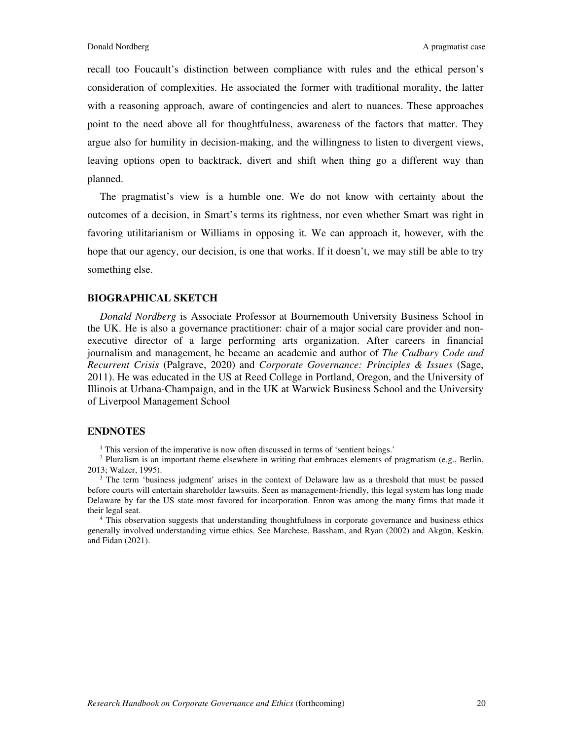recall too Foucault's distinction between compliance with rules and the ethical person's consideration of complexities. He associated the former with traditional morality, the latter with a reasoning approach, aware of contingencies and alert to nuances. These approaches point to the need above all for thoughtfulness, awareness of the factors that matter. They argue also for humility in decision-making, and the willingness to listen to divergent views, leaving options open to backtrack, divert and shift when thing go a different way than planned.

The pragmatist's view is a humble one. We do not know with certainty about the outcomes of a decision, in Smart's terms its rightness, nor even whether Smart was right in favoring utilitarianism or Williams in opposing it. We can approach it, however, with the hope that our agency, our decision, is one that works. If it doesn't, we may still be able to try something else.

## BIOGRAPHICAL SKETCH

*Donald Nordberg* is Associate Professor at Bournemouth University Business School in the UK. He is also a governance practitioner: chair of a major social care provider and non-executive director of a large performing arts organization. After careers in financial journalism and management, he became an academic and author of *The Cadbury Code and Recurrent Crisis* (Palgrave, 2020) and *Corporate Governance: Principles & Issues* (Sage, 2011). He was educated in the US at Reed College in Portland, Oregon, and the University of Illinois at Urbana-Champaign, and in the UK at Warwick Business School and the University of Liverpool Management School

## ENDNOTES

[1] This version of the imperative is now often discussed in terms of 'sentient beings.'

[2] Pluralism is an important theme elsewhere in writing that embraces elements of pragmatism (e.g., Berlin, 2013; Walzer, 1995).

[3] The term 'business judgment' arises in the context of Delaware law as a threshold that must be passed before courts will entertain shareholder lawsuits. Seen as management-friendly, this legal system has long made Delaware by far the US state most favored for incorporation. Enron was among the many firms that made it their legal seat.

[4] This observation suggests that understanding thoughtfulness in corporate governance and business ethics generally involved understanding virtue ethics. See Marchese, Bassham, and Ryan (2002) and Akgün, Keskin, and Fidan (2021).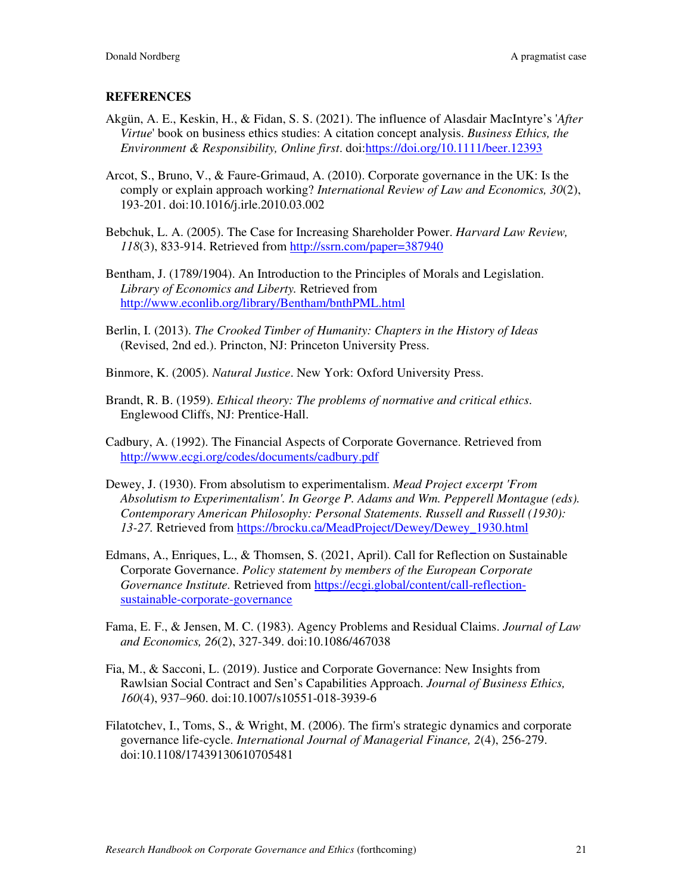## REFERENCES

Akgün, A. E., Keskin, H., & Fidan, S. S. (2021). The influence of Alasdair MacIntyre's '*After Virtue*' book on business ethics studies: A citation concept analysis. *Business Ethics, the Environment & Responsibility, Online first*. doi:https://doi.org/10.1111/beer.12393

Arcot, S., Bruno, V., & Faure-Grimaud, A. (2010). Corporate governance in the UK: Is the comply or explain approach working? *International Review of Law and Economics, 30*(2), 193-201. doi:10.1016/j.irle.2010.03.002

Bebchuk, L. A. (2005). The Case for Increasing Shareholder Power. *Harvard Law Review, 118*(3), 833-914. Retrieved from http://ssrn.com/paper=387940

Bentham, J. (1789/1904). An Introduction to the Principles of Morals and Legislation. *Library of Economics and Liberty.* Retrieved from http://www.econlib.org/library/Bentham/bnthPML.html

Berlin, I. (2013). *The Crooked Timber of Humanity: Chapters in the History of Ideas* (Revised, 2nd ed.). Princton, NJ: Princeton University Press.

Binmore, K. (2005). *Natural Justice*. New York: Oxford University Press.

Brandt, R. B. (1959). *Ethical theory: The problems of normative and critical ethics*. Englewood Cliffs, NJ: Prentice-Hall.

Cadbury, A. (1992). The Financial Aspects of Corporate Governance. Retrieved from http://www.ecgi.org/codes/documents/cadbury.pdf

Dewey, J. (1930). From absolutism to experimentalism. *Mead Project excerpt 'From Absolutism to Experimentalism'. In George P. Adams and Wm. Pepperell Montague (eds). Contemporary American Philosophy: Personal Statements. Russell and Russell (1930): 13-27.* Retrieved from https://brocku.ca/MeadProject/Dewey/Dewey_1930.html

Edmans, A., Enriques, L., & Thomsen, S. (2021, April). Call for Reflection on Sustainable Corporate Governance. *Policy statement by members of the European Corporate Governance Institute.* Retrieved from https://ecgi.global/content/call-reflection-sustainable-corporate-governance

Fama, E. F., & Jensen, M. C. (1983). Agency Problems and Residual Claims. *Journal of Law and Economics, 26*(2), 327-349. doi:10.1086/467038

Fia, M., & Sacconi, L. (2019). Justice and Corporate Governance: New Insights from Rawlsian Social Contract and Sen's Capabilities Approach. *Journal of Business Ethics, 160*(4), 937–960. doi:10.1007/s10551-018-3939-6

Filatotchev, I., Toms, S., & Wright, M. (2006). The firm's strategic dynamics and corporate governance life-cycle. *International Journal of Managerial Finance, 2*(4), 256-279. doi:10.1108/17439130610705481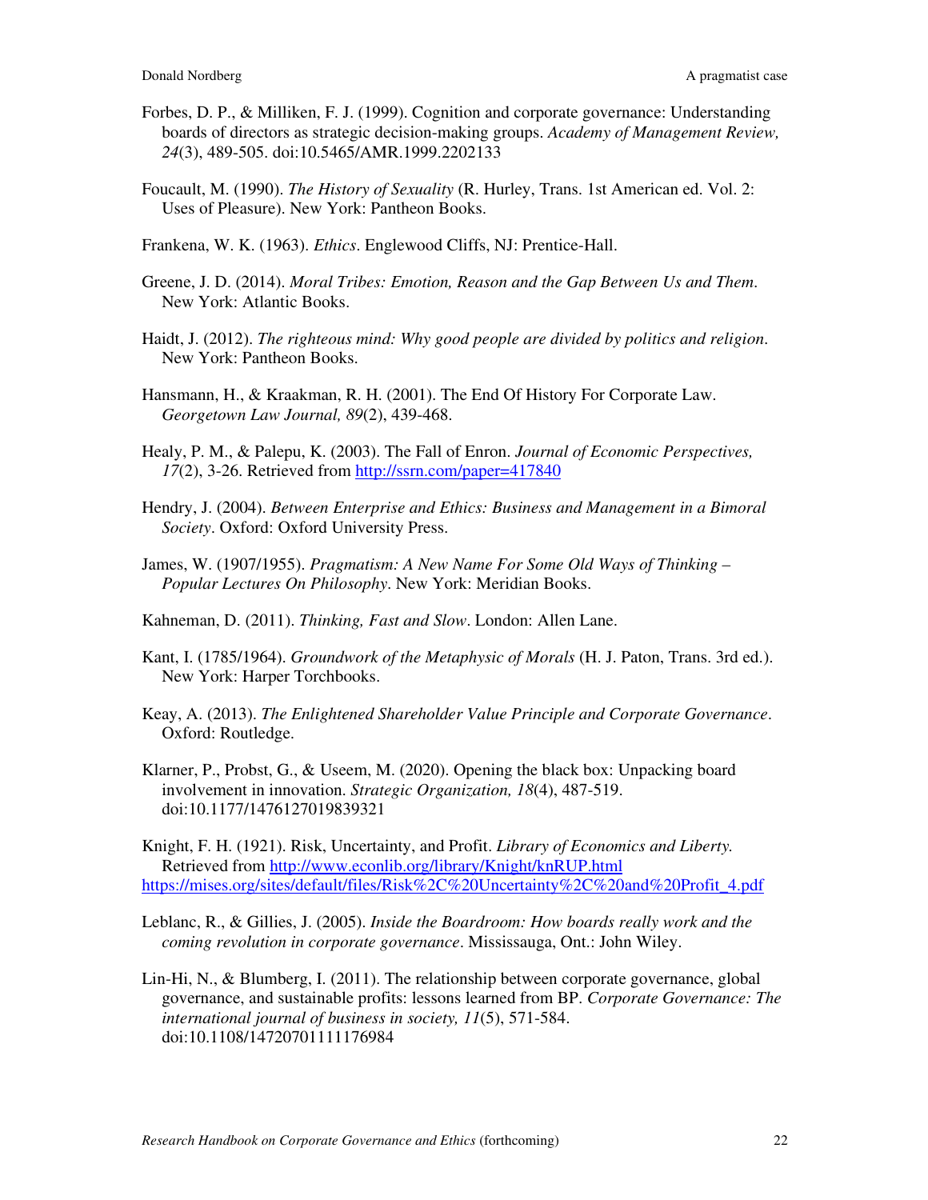Forbes, D. P., & Milliken, F. J. (1999). Cognition and corporate governance: Understanding boards of directors as strategic decision-making groups. *Academy of Management Review, 24*(3), 489-505. doi:10.5465/AMR.1999.2202133

Foucault, M. (1990). *The History of Sexuality* (R. Hurley, Trans. 1st American ed. Vol. 2: Uses of Pleasure). New York: Pantheon Books.

Frankena, W. K. (1963). *Ethics*. Englewood Cliffs, NJ: Prentice-Hall.

Greene, J. D. (2014). *Moral Tribes: Emotion, Reason and the Gap Between Us and Them*. New York: Atlantic Books.

Haidt, J. (2012). *The righteous mind: Why good people are divided by politics and religion*. New York: Pantheon Books.

Hansmann, H., & Kraakman, R. H. (2001). The End Of History For Corporate Law. *Georgetown Law Journal, 89*(2), 439-468.

Healy, P. M., & Palepu, K. (2003). The Fall of Enron. *Journal of Economic Perspectives, 17*(2), 3-26. Retrieved from http://ssrn.com/paper=417840

Hendry, J. (2004). *Between Enterprise and Ethics: Business and Management in a Bimoral Society*. Oxford: Oxford University Press.

James, W. (1907/1955). *Pragmatism: A New Name For Some Old Ways of Thinking – Popular Lectures On Philosophy*. New York: Meridian Books.

Kahneman, D. (2011). *Thinking, Fast and Slow*. London: Allen Lane.

Kant, I. (1785/1964). *Groundwork of the Metaphysic of Morals* (H. J. Paton, Trans. 3rd ed.). New York: Harper Torchbooks.

Keay, A. (2013). *The Enlightened Shareholder Value Principle and Corporate Governance*. Oxford: Routledge.

Klarner, P., Probst, G., & Useem, M. (2020). Opening the black box: Unpacking board involvement in innovation. *Strategic Organization, 18*(4), 487-519. doi:10.1177/1476127019839321

Knight, F. H. (1921). Risk, Uncertainty, and Profit. *Library of Economics and Liberty.* Retrieved from http://www.econlib.org/library/Knight/knRUP.html https://mises.org/sites/default/files/Risk%2C%20Uncertainty%2C%20and%20Profit_4.pdf

Leblanc, R., & Gillies, J. (2005). *Inside the Boardroom: How boards really work and the coming revolution in corporate governance*. Mississauga, Ont.: John Wiley.

Lin-Hi, N., & Blumberg, I. (2011). The relationship between corporate governance, global governance, and sustainable profits: lessons learned from BP. *Corporate Governance: The international journal of business in society, 11*(5), 571-584. doi:10.1108/14720701111176984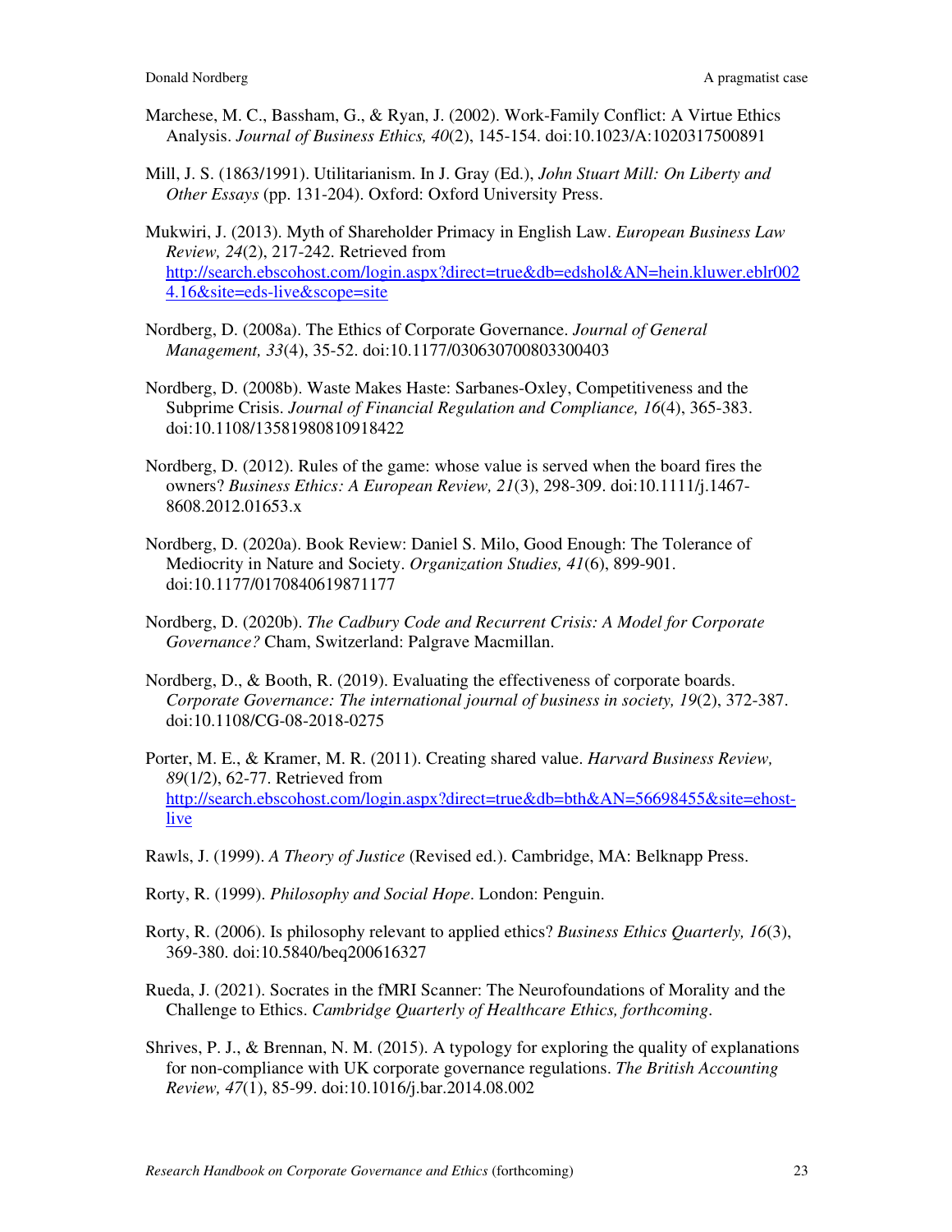Marchese, M. C., Bassham, G., & Ryan, J. (2002). Work-Family Conflict: A Virtue Ethics Analysis. *Journal of Business Ethics, 40*(2), 145-154. doi:10.1023/A:1020317500891

Mill, J. S. (1863/1991). Utilitarianism. In J. Gray (Ed.), *John Stuart Mill: On Liberty and Other Essays* (pp. 131-204). Oxford: Oxford University Press.

Mukwiri, J. (2013). Myth of Shareholder Primacy in English Law. *European Business Law Review, 24*(2), 217-242. Retrieved from http://search.ebscohost.com/login.aspx?direct=true&db=edshol&AN=hein.kluwer.eblr0024.16&site=eds-live&scope=site

Nordberg, D. (2008a). The Ethics of Corporate Governance. *Journal of General Management, 33*(4), 35-52. doi:10.1177/030630700803300403

Nordberg, D. (2008b). Waste Makes Haste: Sarbanes-Oxley, Competitiveness and the Subprime Crisis. *Journal of Financial Regulation and Compliance, 16*(4), 365-383. doi:10.1108/13581980810918422

Nordberg, D. (2012). Rules of the game: whose value is served when the board fires the owners? *Business Ethics: A European Review, 21*(3), 298-309. doi:10.1111/j.1467-8608.2012.01653.x

Nordberg, D. (2020a). Book Review: Daniel S. Milo, Good Enough: The Tolerance of Mediocrity in Nature and Society. *Organization Studies, 41*(6), 899-901. doi:10.1177/0170840619871177

Nordberg, D. (2020b). *The Cadbury Code and Recurrent Crisis: A Model for Corporate Governance?* Cham, Switzerland: Palgrave Macmillan.

Nordberg, D., & Booth, R. (2019). Evaluating the effectiveness of corporate boards. *Corporate Governance: The international journal of business in society, 19*(2), 372-387. doi:10.1108/CG-08-2018-0275

Porter, M. E., & Kramer, M. R. (2011). Creating shared value. *Harvard Business Review, 89*(1/2), 62-77. Retrieved from http://search.ebscohost.com/login.aspx?direct=true&db=bth&AN=56698455&site=ehost-live

Rawls, J. (1999). *A Theory of Justice* (Revised ed.). Cambridge, MA: Belknapp Press.

Rorty, R. (1999). *Philosophy and Social Hope*. London: Penguin.

Rorty, R. (2006). Is philosophy relevant to applied ethics? *Business Ethics Quarterly, 16*(3), 369-380. doi:10.5840/beq200616327

Rueda, J. (2021). Socrates in the fMRI Scanner: The Neurofoundations of Morality and the Challenge to Ethics. *Cambridge Quarterly of Healthcare Ethics, forthcoming*.

Shrives, P. J., & Brennan, N. M. (2015). A typology for exploring the quality of explanations for non-compliance with UK corporate governance regulations. *The British Accounting Review, 47*(1), 85-99. doi:10.1016/j.bar.2014.08.002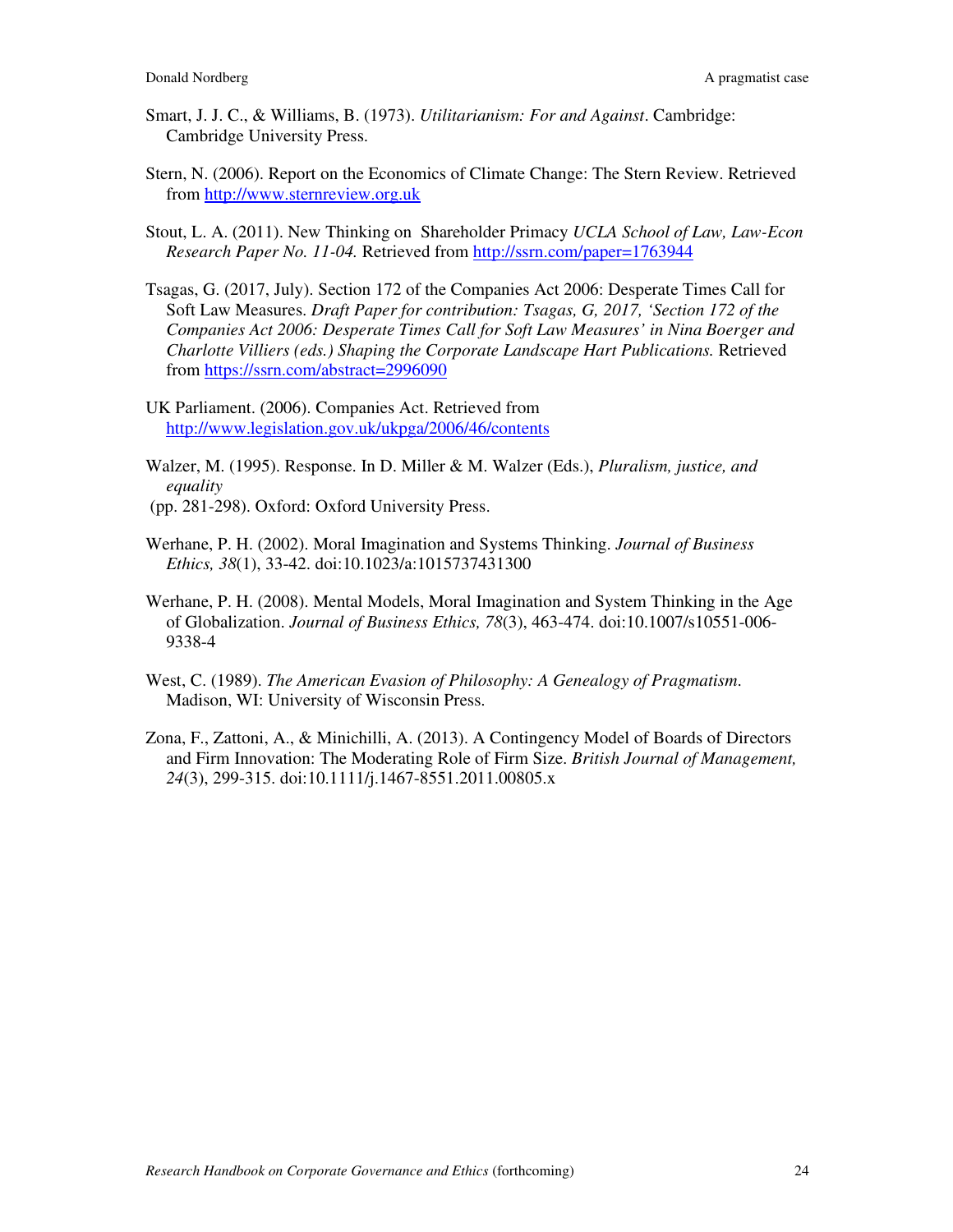Smart, J. J. C., & Williams, B. (1973). *Utilitarianism: For and Against*. Cambridge: Cambridge University Press.

Stern, N. (2006). Report on the Economics of Climate Change: The Stern Review. Retrieved from http://www.sternreview.org.uk

Stout, L. A. (2011). New Thinking on Shareholder Primacy *UCLA School of Law, Law-Econ Research Paper No. 11-04.* Retrieved from http://ssrn.com/paper=1763944

Tsagas, G. (2017, July). Section 172 of the Companies Act 2006: Desperate Times Call for Soft Law Measures. *Draft Paper for contribution: Tsagas, G, 2017, 'Section 172 of the Companies Act 2006: Desperate Times Call for Soft Law Measures' in Nina Boerger and Charlotte Villiers (eds.) Shaping the Corporate Landscape Hart Publications.* Retrieved from https://ssrn.com/abstract=2996090

UK Parliament. (2006). Companies Act. Retrieved from http://www.legislation.gov.uk/ukpga/2006/46/contents

Walzer, M. (1995). Response. In D. Miller & M. Walzer (Eds.), *Pluralism, justice, and equality*
(pp. 281-298). Oxford: Oxford University Press.

Werhane, P. H. (2002). Moral Imagination and Systems Thinking. *Journal of Business Ethics, 38*(1), 33-42. doi:10.1023/a:1015737431300

Werhane, P. H. (2008). Mental Models, Moral Imagination and System Thinking in the Age of Globalization. *Journal of Business Ethics, 78*(3), 463-474. doi:10.1007/s10551-006-9338-4

West, C. (1989). *The American Evasion of Philosophy: A Genealogy of Pragmatism*. Madison, WI: University of Wisconsin Press.

Zona, F., Zattoni, A., & Minichilli, A. (2013). A Contingency Model of Boards of Directors and Firm Innovation: The Moderating Role of Firm Size. *British Journal of Management, 24*(3), 299-315. doi:10.1111/j.1467-8551.2011.00805.x